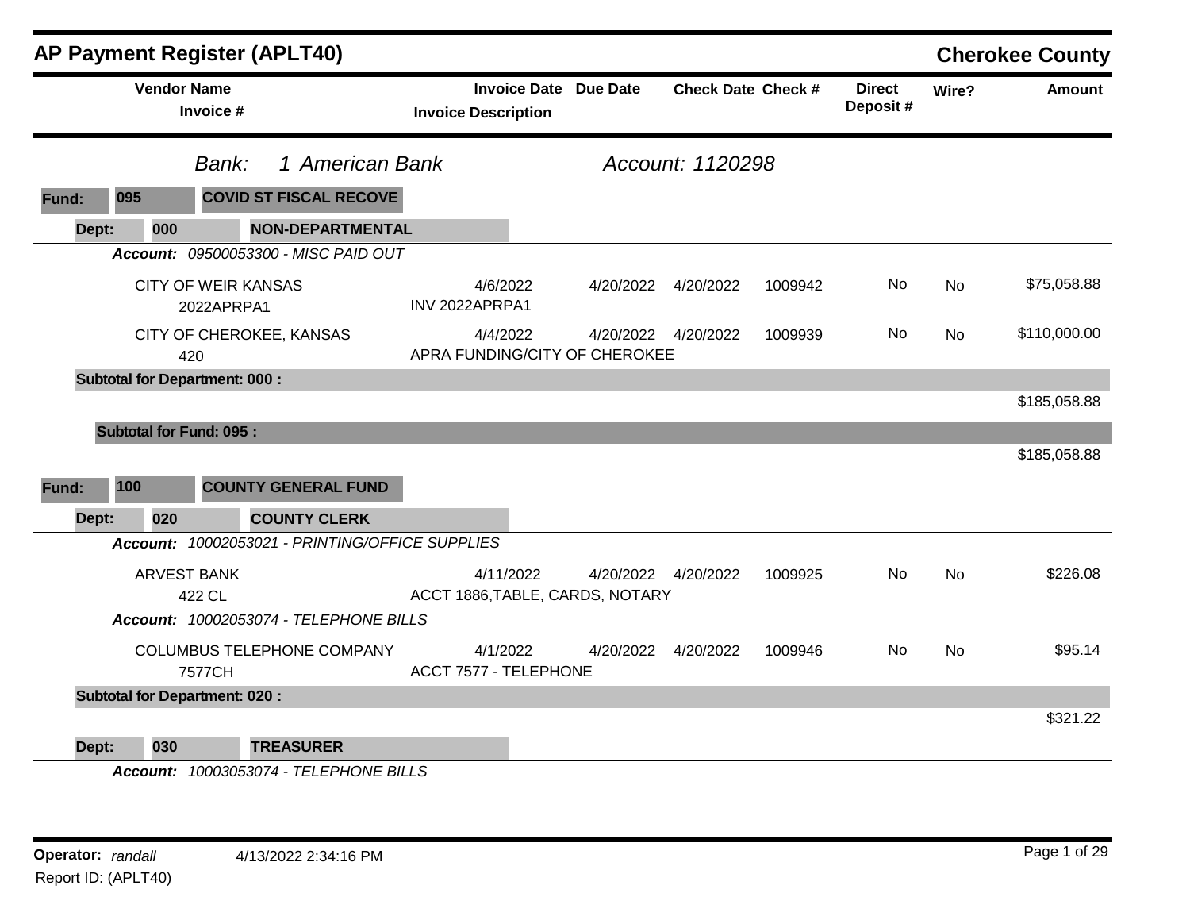# AP Payment Register (APLT40)

**Cherokee County**

| Vendor Name / Invoice # | Invoice Date / Invoice Description | Due Date | Check Date | Check # | Direct Deposit # | Wire? | Amount |
|---|---|---|---|---|---|---|---|

*Bank: 1 American Bank* *Account: 1120298*

**Fund: 095 COVID ST FISCAL RECOVE**

**Dept: 000 NON-DEPARTMENTAL**

*Account: 09500053300 - MISC PAID OUT*

| Vendor Name / Invoice # | Invoice Date / Invoice Description | Due Date | Check Date | Check # | Direct Deposit # | Wire? | Amount |
|---|---|---|---|---|---|---|---|
| CITY OF WEIR KANSAS<br>2022APRPA1 | 4/6/2022<br>INV 2022APRPA1 | 4/20/2022 | 4/20/2022 | 1009942 | No | No | $75,058.88 |
| CITY OF CHEROKEE, KANSAS<br>420 | 4/4/2022<br>APRA FUNDING/CITY OF CHEROKEE | 4/20/2022 | 4/20/2022 | 1009939 | No | No | $110,000.00 |

**Subtotal for Department: 000 :** $185,058.88

**Subtotal for Fund: 095 :** $185,058.88

**Fund: 100 COUNTY GENERAL FUND**

**Dept: 020 COUNTY CLERK**

*Account: 10002053021 - PRINTING/OFFICE SUPPLIES*

| Vendor Name / Invoice # | Invoice Date / Invoice Description | Due Date | Check Date | Check # | Direct Deposit # | Wire? | Amount |
|---|---|---|---|---|---|---|---|
| ARVEST BANK<br>422 CL | 4/11/2022<br>ACCT 1886,TABLE, CARDS, NOTARY | 4/20/2022 | 4/20/2022 | 1009925 | No | No | $226.08 |

*Account: 10002053074 - TELEPHONE BILLS*

| Vendor Name / Invoice # | Invoice Date / Invoice Description | Due Date | Check Date | Check # | Direct Deposit # | Wire? | Amount |
|---|---|---|---|---|---|---|---|
| COLUMBUS TELEPHONE COMPANY<br>7577CH | 4/1/2022<br>ACCT 7577 - TELEPHONE | 4/20/2022 | 4/20/2022 | 1009946 | No | No | $95.14 |

**Subtotal for Department: 020 :** $321.22

**Dept: 030 TREASURER**

*Account: 10003053074 - TELEPHONE BILLS*

**Operator:** *randall* 4/13/2022 2:34:16 PM

Report ID: (APLT40)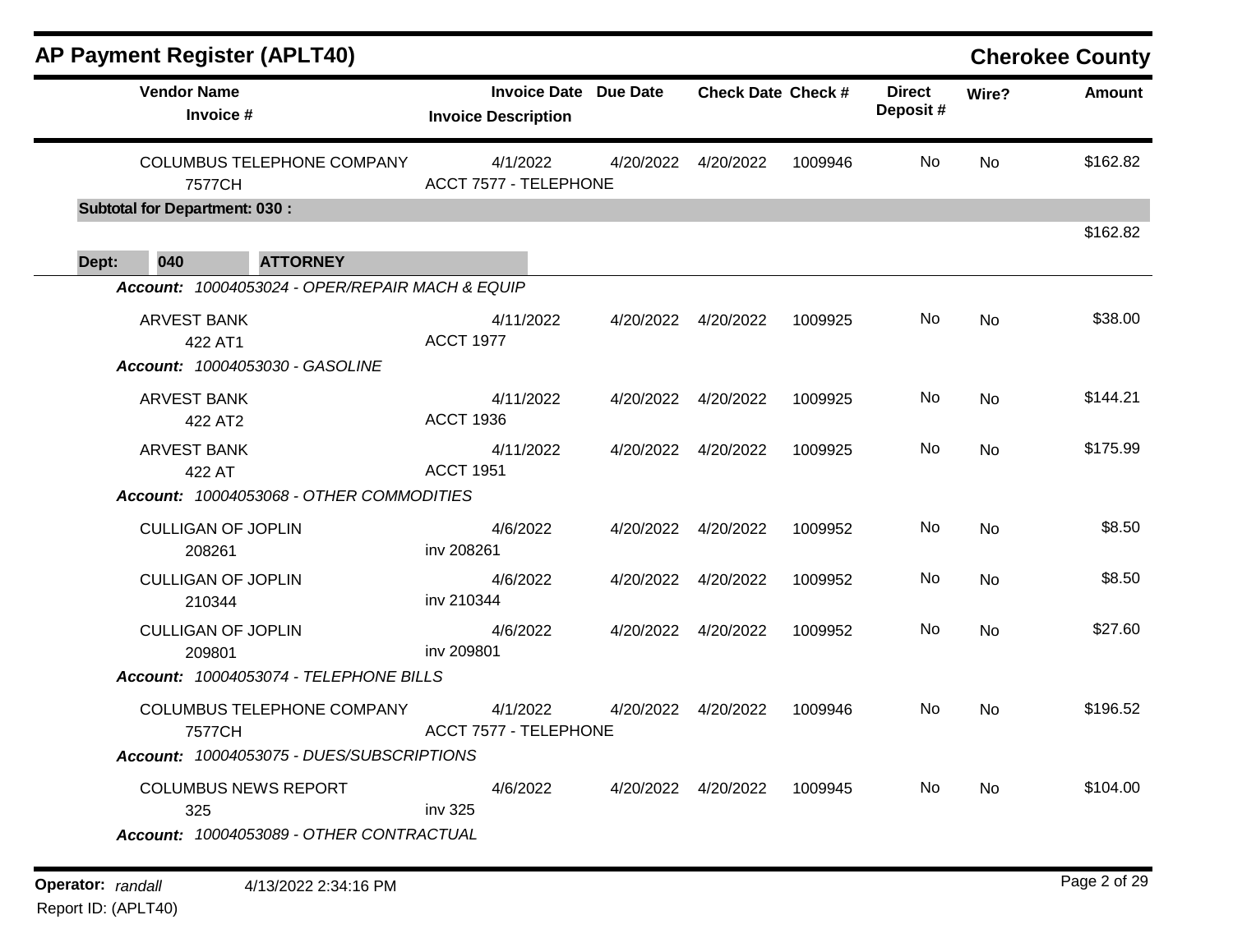## AP Payment Register (APLT40)

**Cherokee County**

| Vendor Name / Invoice # | Invoice Date / Invoice Description | Due Date | Check Date | Check # | Direct Deposit # | Wire? | Amount |
|---|---|---|---|---|---|---|---|
| COLUMBUS TELEPHONE COMPANY<br>7577CH | 4/1/2022<br>ACCT 7577 - TELEPHONE | 4/20/2022 | 4/20/2022 | 1009946 | No | No | $162.82 |
| **Subtotal for Department: 030 :** | | | | | | | $162.82 |

**Dept: 040 ATTORNEY**

| Vendor Name / Invoice # | Invoice Date / Invoice Description | Due Date | Check Date | Check # | Direct Deposit # | Wire? | Amount |
|---|---|---|---|---|---|---|---|
| ***Account:** 10004053024 - OPER/REPAIR MACH & EQUIP* | | | | | | | |
| ARVEST BANK<br>422 AT1 | 4/11/2022<br>ACCT 1977 | 4/20/2022 | 4/20/2022 | 1009925 | No | No | $38.00 |
| ***Account:** 10004053030 - GASOLINE* | | | | | | | |
| ARVEST BANK<br>422 AT2 | 4/11/2022<br>ACCT 1936 | 4/20/2022 | 4/20/2022 | 1009925 | No | No | $144.21 |
| ARVEST BANK<br>422 AT | 4/11/2022<br>ACCT 1951 | 4/20/2022 | 4/20/2022 | 1009925 | No | No | $175.99 |
| ***Account:** 10004053068 - OTHER COMMODITIES* | | | | | | | |
| CULLIGAN OF JOPLIN<br>208261 | 4/6/2022<br>inv 208261 | 4/20/2022 | 4/20/2022 | 1009952 | No | No | $8.50 |
| CULLIGAN OF JOPLIN<br>210344 | 4/6/2022<br>inv 210344 | 4/20/2022 | 4/20/2022 | 1009952 | No | No | $8.50 |
| CULLIGAN OF JOPLIN<br>209801 | 4/6/2022<br>inv 209801 | 4/20/2022 | 4/20/2022 | 1009952 | No | No | $27.60 |
| ***Account:** 10004053074 - TELEPHONE BILLS* | | | | | | | |
| COLUMBUS TELEPHONE COMPANY<br>7577CH | 4/1/2022<br>ACCT 7577 - TELEPHONE | 4/20/2022 | 4/20/2022 | 1009946 | No | No | $196.52 |
| ***Account:** 10004053075 - DUES/SUBSCRIPTIONS* | | | | | | | |
| COLUMBUS NEWS REPORT<br>325 | 4/6/2022<br>inv 325 | 4/20/2022 | 4/20/2022 | 1009945 | No | No | $104.00 |
| ***Account:** 10004053089 - OTHER CONTRACTUAL* | | | | | | | |

**Operator:** *randall* 4/13/2022 2:34:16 PM

Report ID: (APLT40)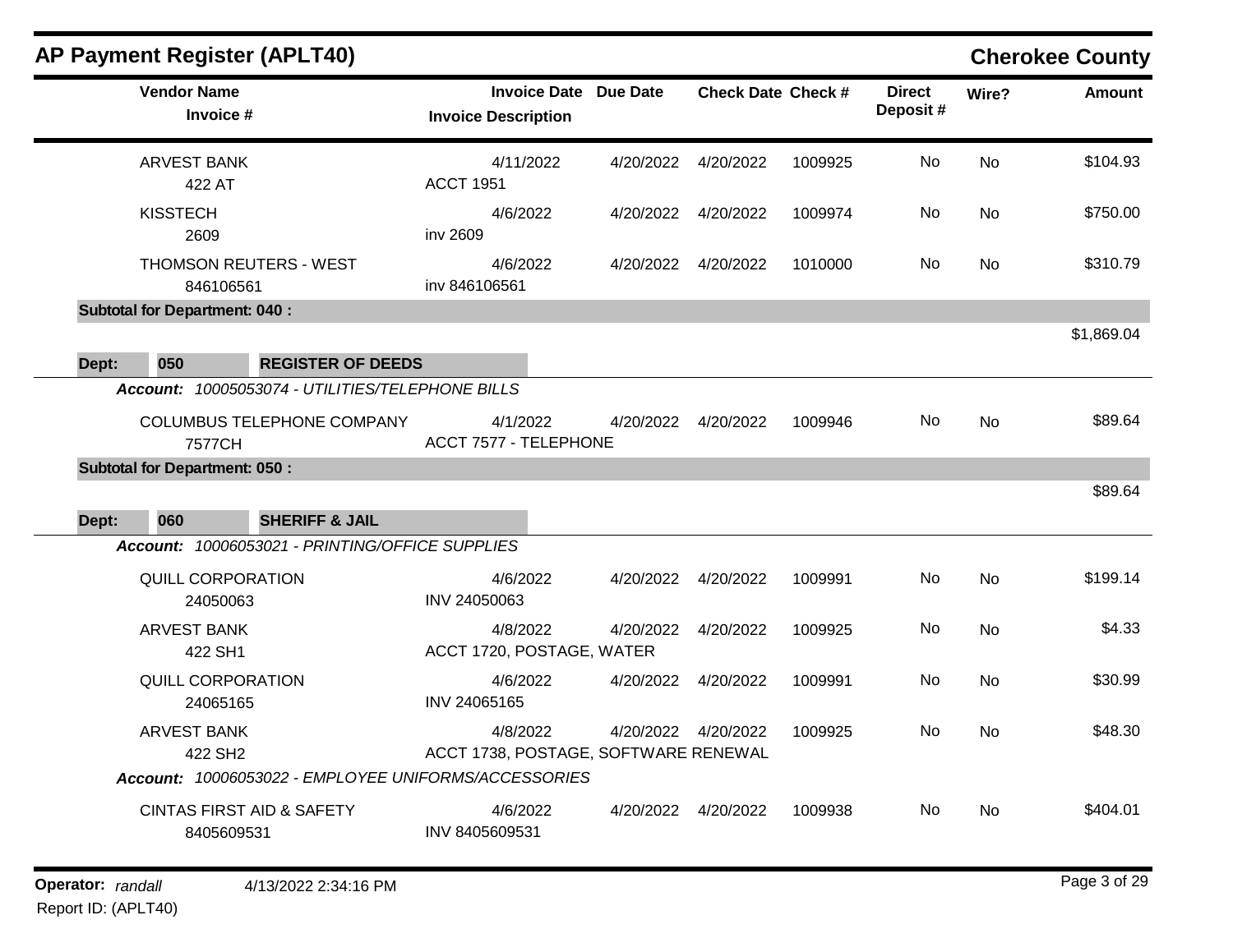## AP Payment Register (APLT40)

**Cherokee County**

| Vendor Name / Invoice # | Invoice Date / Invoice Description | Due Date | Check Date | Check # | Direct Deposit # | Wire? | Amount |
|---|---|---|---|---|---|---|---|
| ARVEST BANK<br>422 AT | 4/11/2022<br>ACCT 1951 | 4/20/2022 | 4/20/2022 | 1009925 | No | No | $104.93 |
| KISSTECH<br>2609 | 4/6/2022<br>inv 2609 | 4/20/2022 | 4/20/2022 | 1009974 | No | No | $750.00 |
| THOMSON REUTERS - WEST<br>846106561 | 4/6/2022<br>inv 846106561 | 4/20/2022 | 4/20/2022 | 1010000 | No | No | $310.79 |
| **Subtotal for Department: 040 :** | | | | | | | $1,869.04 |
| **Dept: 050 REGISTER OF DEEDS** | | | | | | | |
| ***Account: 10005053074 - UTILITIES/TELEPHONE BILLS*** | | | | | | | |
| COLUMBUS TELEPHONE COMPANY<br>7577CH | 4/1/2022<br>ACCT 7577 - TELEPHONE | 4/20/2022 | 4/20/2022 | 1009946 | No | No | $89.64 |
| **Subtotal for Department: 050 :** | | | | | | | $89.64 |
| **Dept: 060 SHERIFF & JAIL** | | | | | | | |
| ***Account: 10006053021 - PRINTING/OFFICE SUPPLIES*** | | | | | | | |
| QUILL CORPORATION<br>24050063 | 4/6/2022<br>INV 24050063 | 4/20/2022 | 4/20/2022 | 1009991 | No | No | $199.14 |
| ARVEST BANK<br>422 SH1 | 4/8/2022<br>ACCT 1720, POSTAGE, WATER | 4/20/2022 | 4/20/2022 | 1009925 | No | No | $4.33 |
| QUILL CORPORATION<br>24065165 | 4/6/2022<br>INV 24065165 | 4/20/2022 | 4/20/2022 | 1009991 | No | No | $30.99 |
| ARVEST BANK<br>422 SH2 | 4/8/2022<br>ACCT 1738, POSTAGE, SOFTWARE RENEWAL | 4/20/2022 | 4/20/2022 | 1009925 | No | No | $48.30 |
| ***Account: 10006053022 - EMPLOYEE UNIFORMS/ACCESSORIES*** | | | | | | | |
| CINTAS FIRST AID & SAFETY<br>8405609531 | 4/6/2022<br>INV 8405609531 | 4/20/2022 | 4/20/2022 | 1009938 | No | No | $404.01 |

**Operator:** *randall* 4/13/2022 2:34:16 PM
Report ID: (APLT40)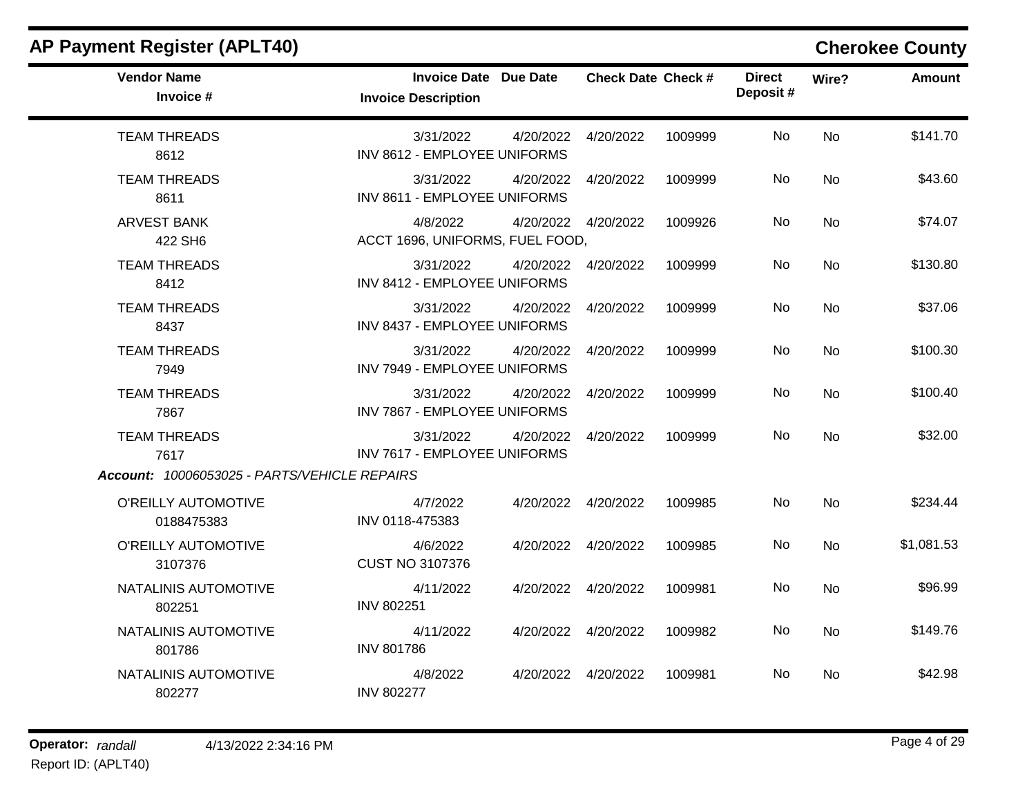## AP Payment Register (APLT40)

**Cherokee County**

| Vendor Name / Invoice # | Invoice Date / Invoice Description | Due Date | Check Date | Check # | Direct Deposit # | Wire? | Amount |
|---|---|---|---|---|---|---|---|
| TEAM THREADS<br>8612 | 3/31/2022<br>INV 8612 - EMPLOYEE UNIFORMS | 4/20/2022 | 4/20/2022 | 1009999 | No | No | $141.70 |
| TEAM THREADS<br>8611 | 3/31/2022<br>INV 8611 - EMPLOYEE UNIFORMS | 4/20/2022 | 4/20/2022 | 1009999 | No | No | $43.60 |
| ARVEST BANK<br>422 SH6 | 4/8/2022<br>ACCT 1696, UNIFORMS, FUEL FOOD, | 4/20/2022 | 4/20/2022 | 1009926 | No | No | $74.07 |
| TEAM THREADS<br>8412 | 3/31/2022<br>INV 8412 - EMPLOYEE UNIFORMS | 4/20/2022 | 4/20/2022 | 1009999 | No | No | $130.80 |
| TEAM THREADS<br>8437 | 3/31/2022<br>INV 8437 - EMPLOYEE UNIFORMS | 4/20/2022 | 4/20/2022 | 1009999 | No | No | $37.06 |
| TEAM THREADS<br>7949 | 3/31/2022<br>INV 7949 - EMPLOYEE UNIFORMS | 4/20/2022 | 4/20/2022 | 1009999 | No | No | $100.30 |
| TEAM THREADS<br>7867 | 3/31/2022<br>INV 7867 - EMPLOYEE UNIFORMS | 4/20/2022 | 4/20/2022 | 1009999 | No | No | $100.40 |
| TEAM THREADS<br>7617 | 3/31/2022<br>INV 7617 - EMPLOYEE UNIFORMS | 4/20/2022 | 4/20/2022 | 1009999 | No | No | $32.00 |
| ***Account:** 10006053025 - PARTS/VEHICLE REPAIRS* | | | | | | | |
| O'REILLY AUTOMOTIVE<br>0188475383 | 4/7/2022<br>INV 0118-475383 | 4/20/2022 | 4/20/2022 | 1009985 | No | No | $234.44 |
| O'REILLY AUTOMOTIVE<br>3107376 | 4/6/2022<br>CUST NO 3107376 | 4/20/2022 | 4/20/2022 | 1009985 | No | No | $1,081.53 |
| NATALINIS AUTOMOTIVE<br>802251 | 4/11/2022<br>INV 802251 | 4/20/2022 | 4/20/2022 | 1009981 | No | No | $96.99 |
| NATALINIS AUTOMOTIVE<br>801786 | 4/11/2022<br>INV 801786 | 4/20/2022 | 4/20/2022 | 1009982 | No | No | $149.76 |
| NATALINIS AUTOMOTIVE<br>802277 | 4/8/2022<br>INV 802277 | 4/20/2022 | 4/20/2022 | 1009981 | No | No | $42.98 |

**Operator:** *randall* 4/13/2022 2:34:16 PM

Report ID: (APLT40)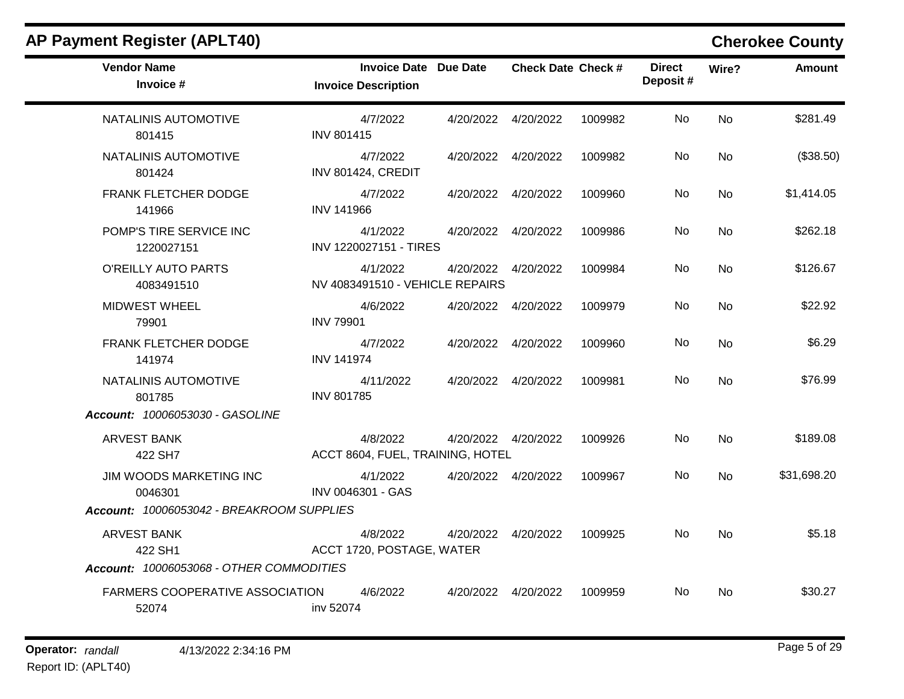## AP Payment Register (APLT40)

**Cherokee County**

| Vendor Name / Invoice # | Invoice Date / Invoice Description | Due Date | Check Date | Check # | Direct Deposit # | Wire? | Amount |
|---|---|---|---|---|---|---|---|
| NATALINIS AUTOMOTIVE<br>801415 | 4/7/2022<br>INV 801415 | 4/20/2022 | 4/20/2022 | 1009982 | No | No | $281.49 |
| NATALINIS AUTOMOTIVE<br>801424 | 4/7/2022<br>INV 801424, CREDIT | 4/20/2022 | 4/20/2022 | 1009982 | No | No | ($38.50) |
| FRANK FLETCHER DODGE<br>141966 | 4/7/2022<br>INV 141966 | 4/20/2022 | 4/20/2022 | 1009960 | No | No | $1,414.05 |
| POMP'S TIRE SERVICE INC<br>1220027151 | 4/1/2022<br>INV 1220027151 - TIRES | 4/20/2022 | 4/20/2022 | 1009986 | No | No | $262.18 |
| O'REILLY AUTO PARTS<br>4083491510 | 4/1/2022<br>NV 4083491510 - VEHICLE REPAIRS | 4/20/2022 | 4/20/2022 | 1009984 | No | No | $126.67 |
| MIDWEST WHEEL<br>79901 | 4/6/2022<br>INV 79901 | 4/20/2022 | 4/20/2022 | 1009979 | No | No | $22.92 |
| FRANK FLETCHER DODGE<br>141974 | 4/7/2022<br>INV 141974 | 4/20/2022 | 4/20/2022 | 1009960 | No | No | $6.29 |
| NATALINIS AUTOMOTIVE<br>801785 | 4/11/2022<br>INV 801785 | 4/20/2022 | 4/20/2022 | 1009981 | No | No | $76.99 |
| ***Account:** 10006053030 - GASOLINE* | | | | | | | |
| ARVEST BANK<br>422 SH7 | 4/8/2022<br>ACCT 8604, FUEL, TRAINING, HOTEL | 4/20/2022 | 4/20/2022 | 1009926 | No | No | $189.08 |
| JIM WOODS MARKETING INC<br>0046301 | 4/1/2022<br>INV 0046301 - GAS | 4/20/2022 | 4/20/2022 | 1009967 | No | No | $31,698.20 |
| ***Account:** 10006053042 - BREAKROOM SUPPLIES* | | | | | | | |
| ARVEST BANK<br>422 SH1 | 4/8/2022<br>ACCT 1720, POSTAGE, WATER | 4/20/2022 | 4/20/2022 | 1009925 | No | No | $5.18 |
| ***Account:** 10006053068 - OTHER COMMODITIES* | | | | | | | |
| FARMERS COOPERATIVE ASSOCIATION<br>52074 | 4/6/2022<br>inv 52074 | 4/20/2022 | 4/20/2022 | 1009959 | No | No | $30.27 |

**Operator:** *randall* 4/13/2022 2:34:16 PM
Report ID: (APLT40)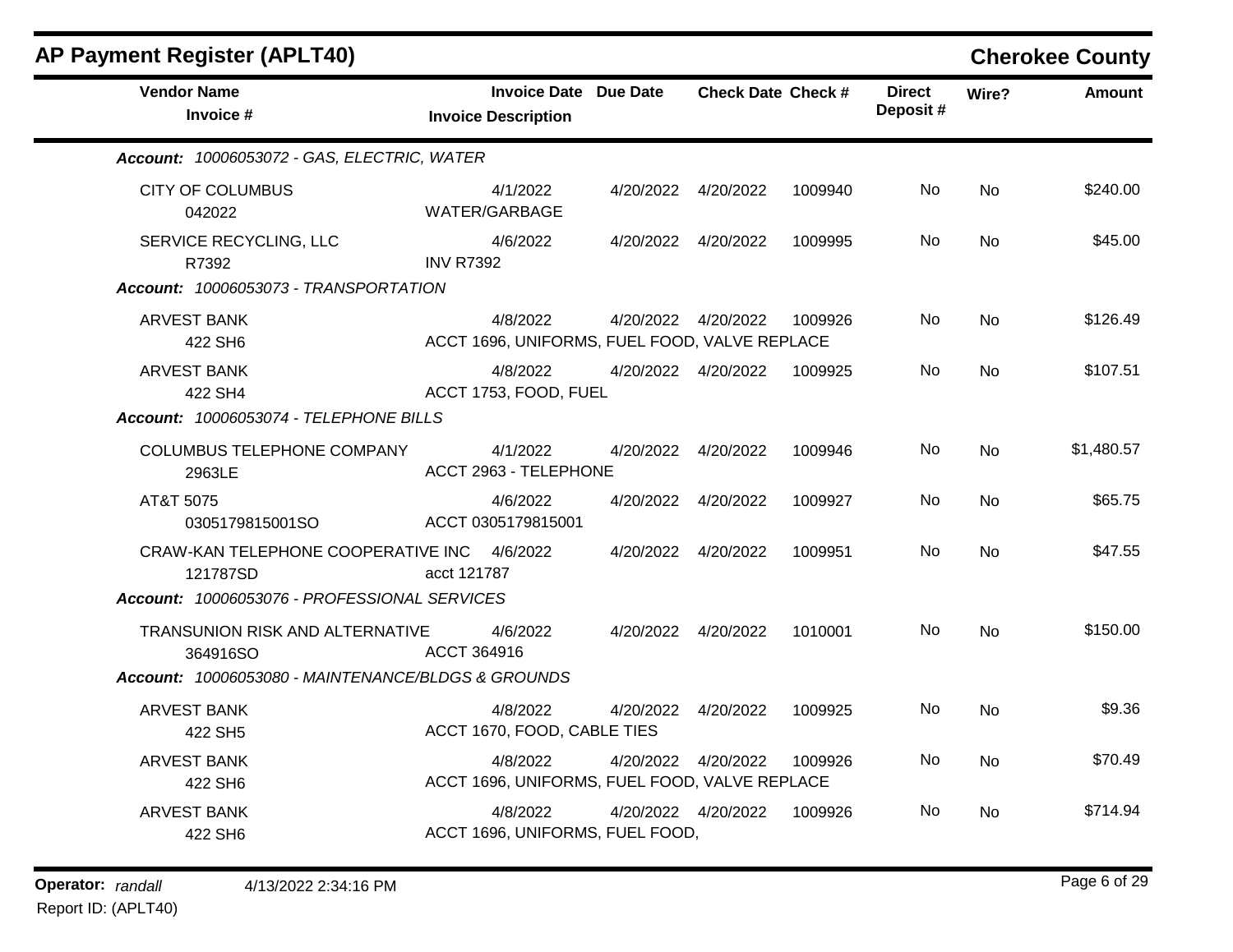# AP Payment Register (APLT40)

**Cherokee County**

| Vendor Name / Invoice # | Invoice Date / Invoice Description | Due Date | Check Date | Check # | Direct Deposit # | Wire? | Amount |
|---|---|---|---|---|---|---|---|
| ***Account: 10006053072 - GAS, ELECTRIC, WATER*** | | | | | | | |
| CITY OF COLUMBUS<br>042022 | 4/1/2022<br>WATER/GARBAGE | 4/20/2022 | 4/20/2022 | 1009940 | No | No | $240.00 |
| SERVICE RECYCLING, LLC<br>R7392 | 4/6/2022<br>INV R7392 | 4/20/2022 | 4/20/2022 | 1009995 | No | No | $45.00 |
| ***Account: 10006053073 - TRANSPORTATION*** | | | | | | | |
| ARVEST BANK<br>422 SH6 | 4/8/2022<br>ACCT 1696, UNIFORMS, FUEL FOOD, VALVE REPLACE | 4/20/2022 | 4/20/2022 | 1009926 | No | No | $126.49 |
| ARVEST BANK<br>422 SH4 | 4/8/2022<br>ACCT 1753, FOOD, FUEL | 4/20/2022 | 4/20/2022 | 1009925 | No | No | $107.51 |
| ***Account: 10006053074 - TELEPHONE BILLS*** | | | | | | | |
| COLUMBUS TELEPHONE COMPANY<br>2963LE | 4/1/2022<br>ACCT 2963 - TELEPHONE | 4/20/2022 | 4/20/2022 | 1009946 | No | No | $1,480.57 |
| AT&T 5075<br>0305179815001SO | 4/6/2022<br>ACCT 0305179815001 | 4/20/2022 | 4/20/2022 | 1009927 | No | No | $65.75 |
| CRAW-KAN TELEPHONE COOPERATIVE INC<br>121787SD | 4/6/2022<br>acct 121787 | 4/20/2022 | 4/20/2022 | 1009951 | No | No | $47.55 |
| ***Account: 10006053076 - PROFESSIONAL SERVICES*** | | | | | | | |
| TRANSUNION RISK AND ALTERNATIVE<br>364916SO | 4/6/2022<br>ACCT 364916 | 4/20/2022 | 4/20/2022 | 1010001 | No | No | $150.00 |
| ***Account: 10006053080 - MAINTENANCE/BLDGS & GROUNDS*** | | | | | | | |
| ARVEST BANK<br>422 SH5 | 4/8/2022<br>ACCT 1670, FOOD, CABLE TIES | 4/20/2022 | 4/20/2022 | 1009925 | No | No | $9.36 |
| ARVEST BANK<br>422 SH6 | 4/8/2022<br>ACCT 1696, UNIFORMS, FUEL FOOD, VALVE REPLACE | 4/20/2022 | 4/20/2022 | 1009926 | No | No | $70.49 |
| ARVEST BANK<br>422 SH6 | 4/8/2022<br>ACCT 1696, UNIFORMS, FUEL FOOD, | 4/20/2022 | 4/20/2022 | 1009926 | No | No | $714.94 |

**Operator:** *randall* 4/13/2022 2:34:16 PM
Report ID: (APLT40)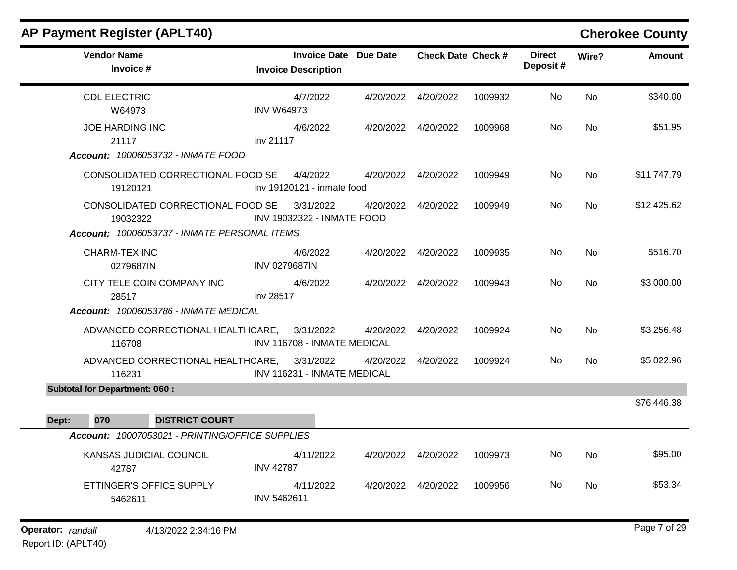# AP Payment Register (APLT40)

## Cherokee County

| Vendor Name / Invoice # | Invoice Date / Invoice Description | Due Date | Check Date | Check # | Direct Deposit # | Wire? | Amount |
|---|---|---|---|---|---|---|---|
| CDL ELECTRIC | 4/7/2022 | 4/20/2022 | 4/20/2022 | 1009932 | No | No | $340.00 |
| W64973 | INV W64973 | | | | | | |
| JOE HARDING INC | 4/6/2022 | 4/20/2022 | 4/20/2022 | 1009968 | No | No | $51.95 |
| 21117 | inv 21117 | | | | | | |
| ***Account:*** *10006053732 - INMATE FOOD* | | | | | | | |
| CONSOLIDATED CORRECTIONAL FOOD SE | 4/4/2022 | 4/20/2022 | 4/20/2022 | 1009949 | No | No | $11,747.79 |
| 19120121 | inv 19120121 - inmate food | | | | | | |
| CONSOLIDATED CORRECTIONAL FOOD SE | 3/31/2022 | 4/20/2022 | 4/20/2022 | 1009949 | No | No | $12,425.62 |
| 19032322 | INV 19032322 - INMATE FOOD | | | | | | |
| ***Account:*** *10006053737 - INMATE PERSONAL ITEMS* | | | | | | | |
| CHARM-TEX INC | 4/6/2022 | 4/20/2022 | 4/20/2022 | 1009935 | No | No | $516.70 |
| 0279687IN | INV 0279687IN | | | | | | |
| CITY TELE COIN COMPANY INC | 4/6/2022 | 4/20/2022 | 4/20/2022 | 1009943 | No | No | $3,000.00 |
| 28517 | inv 28517 | | | | | | |
| ***Account:*** *10006053786 - INMATE MEDICAL* | | | | | | | |
| ADVANCED CORRECTIONAL HEALTHCARE, | 3/31/2022 | 4/20/2022 | 4/20/2022 | 1009924 | No | No | $3,256.48 |
| 116708 | INV 116708 - INMATE MEDICAL | | | | | | |
| ADVANCED CORRECTIONAL HEALTHCARE, | 3/31/2022 | 4/20/2022 | 4/20/2022 | 1009924 | No | No | $5,022.96 |
| 116231 | INV 116231 - INMATE MEDICAL | | | | | | |
| **Subtotal for Department: 060 :** | | | | | | | $76,446.38 |
| **Dept: 070 DISTRICT COURT** | | | | | | | |
| ***Account:*** *10007053021 - PRINTING/OFFICE SUPPLIES* | | | | | | | |
| KANSAS JUDICIAL COUNCIL | 4/11/2022 | 4/20/2022 | 4/20/2022 | 1009973 | No | No | $95.00 |
| 42787 | INV 42787 | | | | | | |
| ETTINGER'S OFFICE SUPPLY | 4/11/2022 | 4/20/2022 | 4/20/2022 | 1009956 | No | No | $53.34 |
| 5462611 | INV 5462611 | | | | | | |

**Operator:** *randall* 4/13/2022 2:34:16 PM

Report ID: (APLT40)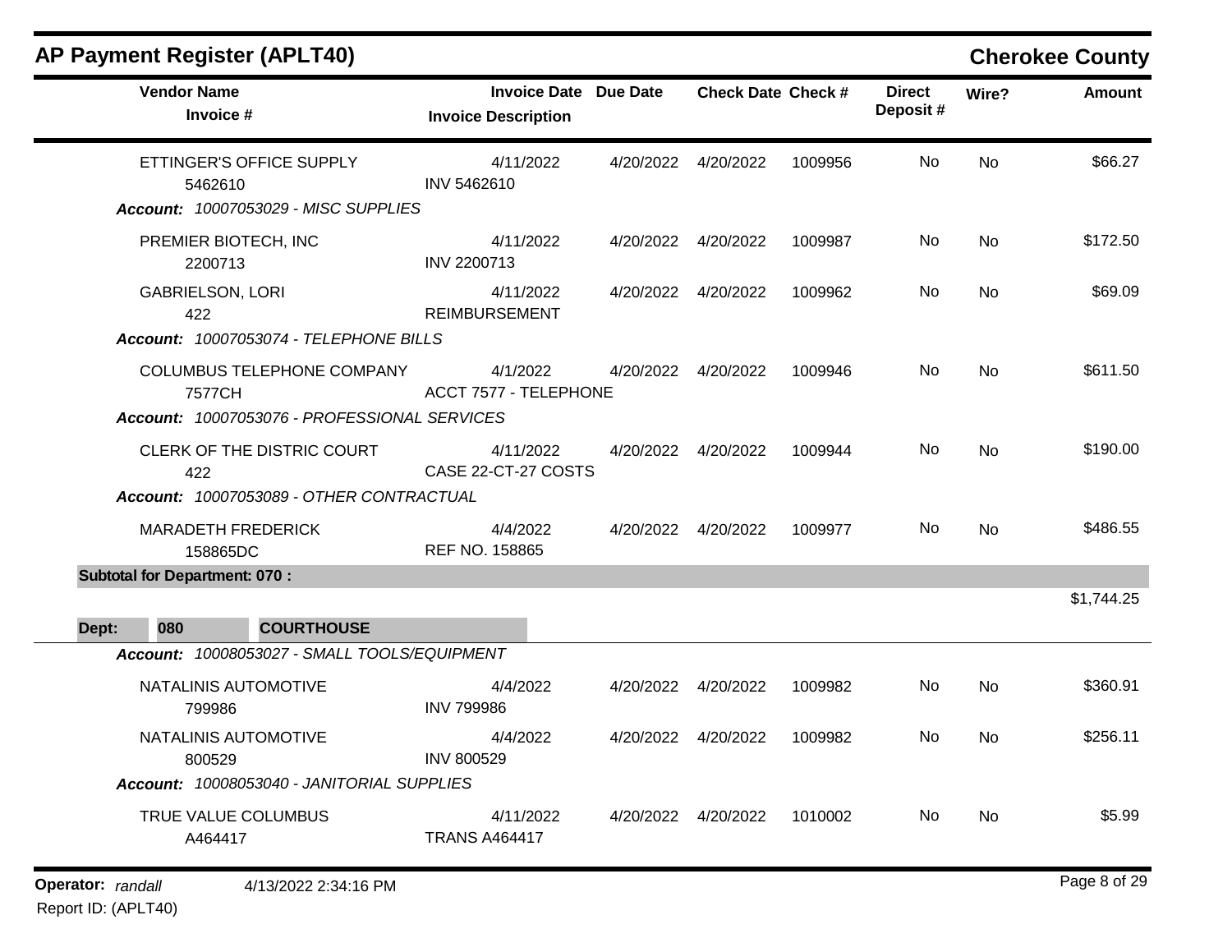# AP Payment Register (APLT40)

## Cherokee County

| Vendor Name / Invoice # | Invoice Date / Invoice Description | Due Date | Check Date | Check # | Direct Deposit # | Wire? | Amount |
|---|---|---|---|---|---|---|---|
| ETTINGER'S OFFICE SUPPLY<br>5462610 | 4/11/2022<br>INV 5462610 | 4/20/2022 | 4/20/2022 | 1009956 | No | No | $66.27 |
| ***Account:* 10007053029 - MISC SUPPLIES** | | | | | | | |
| PREMIER BIOTECH, INC<br>2200713 | 4/11/2022<br>INV 2200713 | 4/20/2022 | 4/20/2022 | 1009987 | No | No | $172.50 |
| GABRIELSON, LORI<br>422 | 4/11/2022<br>REIMBURSEMENT | 4/20/2022 | 4/20/2022 | 1009962 | No | No | $69.09 |
| ***Account:* 10007053074 - TELEPHONE BILLS** | | | | | | | |
| COLUMBUS TELEPHONE COMPANY<br>7577CH | 4/1/2022<br>ACCT 7577 - TELEPHONE | 4/20/2022 | 4/20/2022 | 1009946 | No | No | $611.50 |
| ***Account:* 10007053076 - PROFESSIONAL SERVICES** | | | | | | | |
| CLERK OF THE DISTRIC COURT<br>422 | 4/11/2022<br>CASE 22-CT-27 COSTS | 4/20/2022 | 4/20/2022 | 1009944 | No | No | $190.00 |
| ***Account:* 10007053089 - OTHER CONTRACTUAL** | | | | | | | |
| MARADETH FREDERICK<br>158865DC | 4/4/2022<br>REF NO. 158865 | 4/20/2022 | 4/20/2022 | 1009977 | No | No | $486.55 |
| **Subtotal for Department: 070 :** | | | | | | | $1,744.25 |
| **Dept: 080 COURTHOUSE** | | | | | | | |
| ***Account:* 10008053027 - SMALL TOOLS/EQUIPMENT** | | | | | | | |
| NATALINIS AUTOMOTIVE<br>799986 | 4/4/2022<br>INV 799986 | 4/20/2022 | 4/20/2022 | 1009982 | No | No | $360.91 |
| NATALINIS AUTOMOTIVE<br>800529 | 4/4/2022<br>INV 800529 | 4/20/2022 | 4/20/2022 | 1009982 | No | No | $256.11 |
| ***Account:* 10008053040 - JANITORIAL SUPPLIES** | | | | | | | |
| TRUE VALUE COLUMBUS<br>A464417 | 4/11/2022<br>TRANS A464417 | 4/20/2022 | 4/20/2022 | 1010002 | No | No | $5.99 |

**Operator:** *randall* 4/13/2022 2:34:16 PM

Report ID: (APLT40)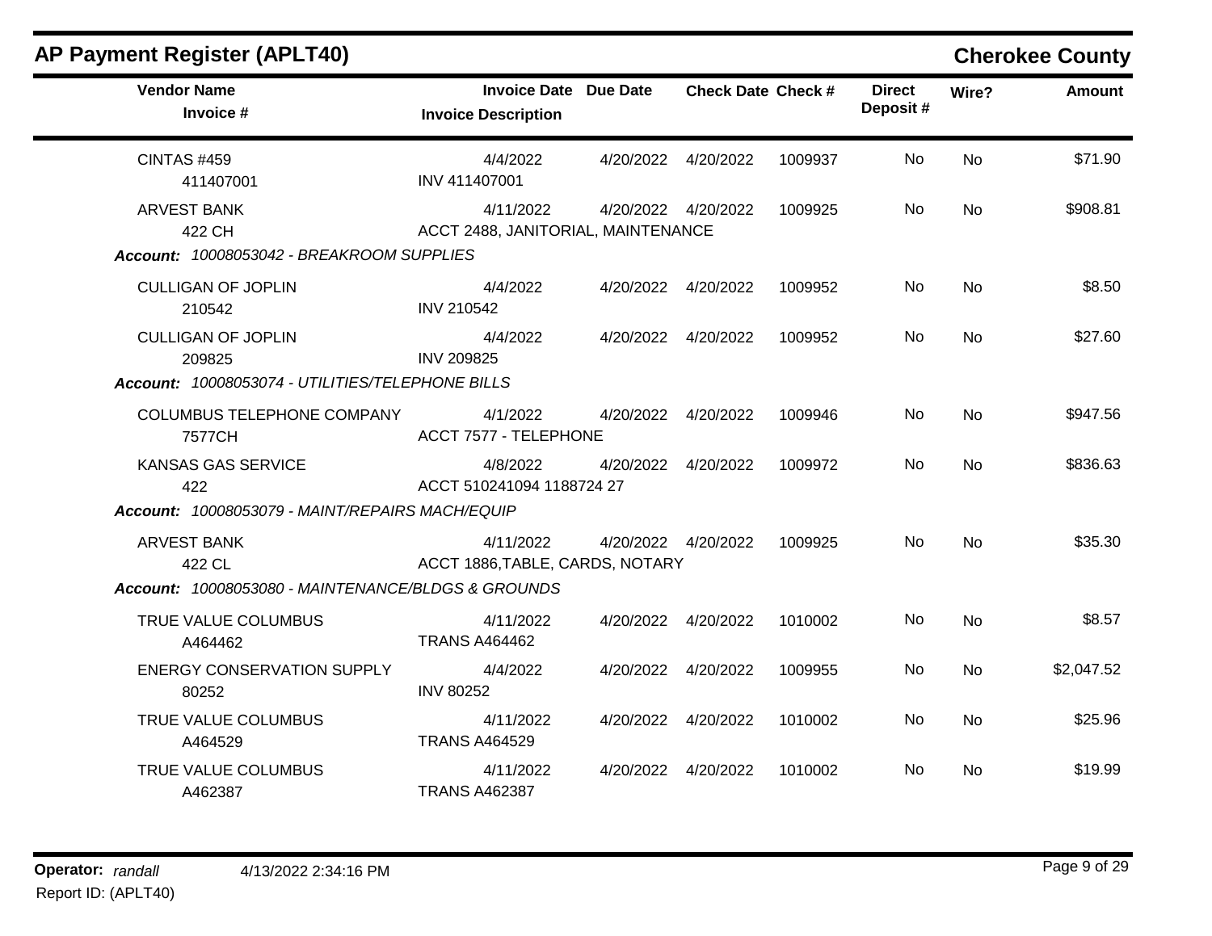## AP Payment Register (APLT40)

**Cherokee County**

| Vendor Name / Invoice # | Invoice Date / Invoice Description | Due Date | Check Date | Check # | Direct Deposit # | Wire? | Amount |
|---|---|---|---|---|---|---|---|
| CINTAS #459<br>411407001 | 4/4/2022<br>INV 411407001 | 4/20/2022 | 4/20/2022 | 1009937 | No | No | $71.90 |
| ARVEST BANK<br>422 CH | 4/11/2022<br>ACCT 2488, JANITORIAL, MAINTENANCE | 4/20/2022 | 4/20/2022 | 1009925 | No | No | $908.81 |
| ***Account:* 10008053042 - BREAKROOM SUPPLIES** | | | | | | | |
| CULLIGAN OF JOPLIN<br>210542 | 4/4/2022<br>INV 210542 | 4/20/2022 | 4/20/2022 | 1009952 | No | No | $8.50 |
| CULLIGAN OF JOPLIN<br>209825 | 4/4/2022<br>INV 209825 | 4/20/2022 | 4/20/2022 | 1009952 | No | No | $27.60 |
| ***Account:* 10008053074 - UTILITIES/TELEPHONE BILLS** | | | | | | | |
| COLUMBUS TELEPHONE COMPANY<br>7577CH | 4/1/2022<br>ACCT 7577 - TELEPHONE | 4/20/2022 | 4/20/2022 | 1009946 | No | No | $947.56 |
| KANSAS GAS SERVICE<br>422 | 4/8/2022<br>ACCT 510241094 1188724 27 | 4/20/2022 | 4/20/2022 | 1009972 | No | No | $836.63 |
| ***Account:* 10008053079 - MAINT/REPAIRS MACH/EQUIP** | | | | | | | |
| ARVEST BANK<br>422 CL | 4/11/2022<br>ACCT 1886,TABLE, CARDS, NOTARY | 4/20/2022 | 4/20/2022 | 1009925 | No | No | $35.30 |
| ***Account:* 10008053080 - MAINTENANCE/BLDGS & GROUNDS** | | | | | | | |
| TRUE VALUE COLUMBUS<br>A464462 | 4/11/2022<br>TRANS A464462 | 4/20/2022 | 4/20/2022 | 1010002 | No | No | $8.57 |
| ENERGY CONSERVATION SUPPLY<br>80252 | 4/4/2022<br>INV 80252 | 4/20/2022 | 4/20/2022 | 1009955 | No | No | $2,047.52 |
| TRUE VALUE COLUMBUS<br>A464529 | 4/11/2022<br>TRANS A464529 | 4/20/2022 | 4/20/2022 | 1010002 | No | No | $25.96 |
| TRUE VALUE COLUMBUS<br>A462387 | 4/11/2022<br>TRANS A462387 | 4/20/2022 | 4/20/2022 | 1010002 | No | No | $19.99 |

**Operator:** *randall* 4/13/2022 2:34:16 PM
Report ID: (APLT40)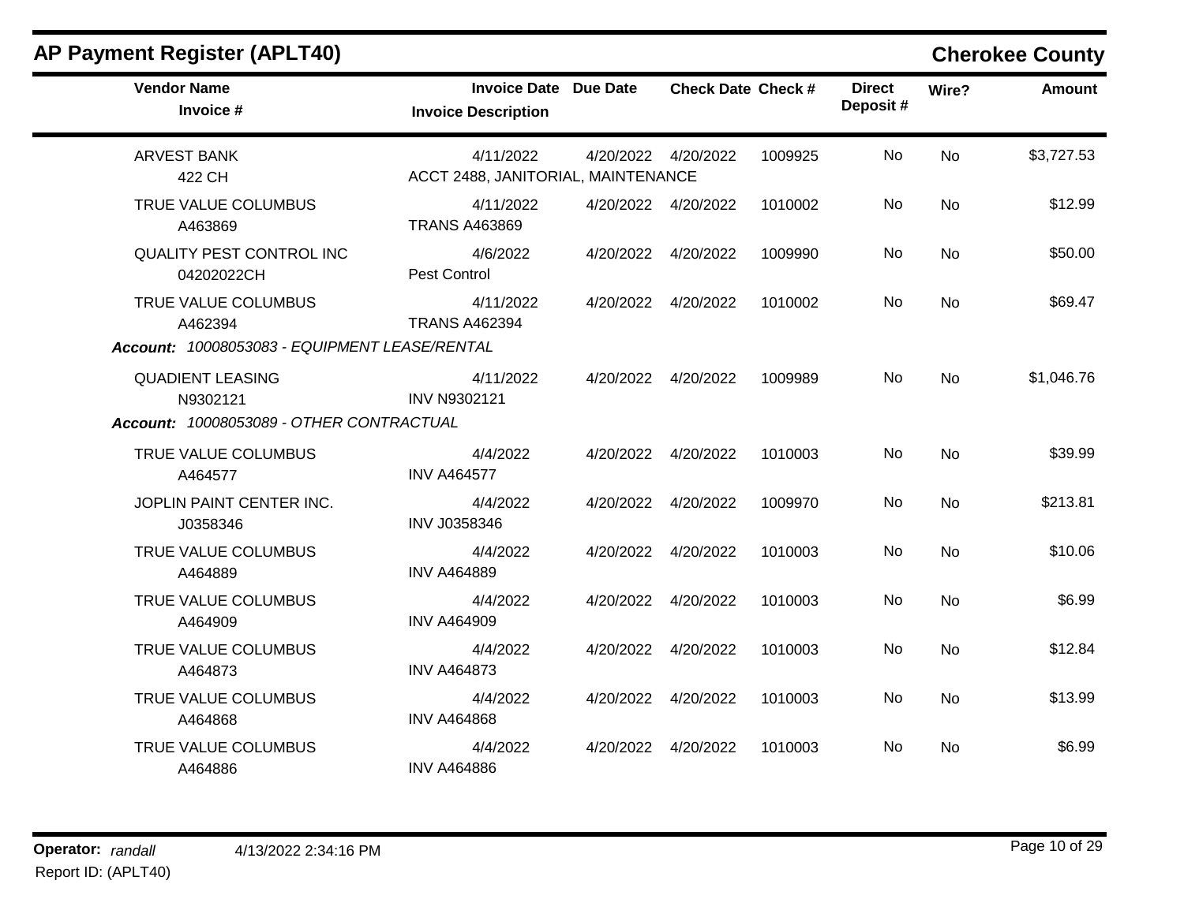## AP Payment Register (APLT40)

**Cherokee County**

| Vendor Name / Invoice # | Invoice Date / Invoice Description | Due Date | Check Date | Check # | Direct Deposit # | Wire? | Amount |
|---|---|---|---|---|---|---|---|
| ARVEST BANK | 4/11/2022 | 4/20/2022 | 4/20/2022 | 1009925 | No | No | $3,727.53 |
| 422 CH | ACCT 2488, JANITORIAL, MAINTENANCE | | | | | | |
| TRUE VALUE COLUMBUS | 4/11/2022 | 4/20/2022 | 4/20/2022 | 1010002 | No | No | $12.99 |
| A463869 | TRANS A463869 | | | | | | |
| QUALITY PEST CONTROL INC | 4/6/2022 | 4/20/2022 | 4/20/2022 | 1009990 | No | No | $50.00 |
| 04202022CH | Pest Control | | | | | | |
| TRUE VALUE COLUMBUS | 4/11/2022 | 4/20/2022 | 4/20/2022 | 1010002 | No | No | $69.47 |
| A462394 | TRANS A462394 | | | | | | |

***Account:** 10008053083 - EQUIPMENT LEASE/RENTAL*

| Vendor Name / Invoice # | Invoice Date / Invoice Description | Due Date | Check Date | Check # | Direct Deposit # | Wire? | Amount |
|---|---|---|---|---|---|---|---|
| QUADIENT LEASING | 4/11/2022 | 4/20/2022 | 4/20/2022 | 1009989 | No | No | $1,046.76 |
| N9302121 | INV N9302121 | | | | | | |

***Account:** 10008053089 - OTHER CONTRACTUAL*

| Vendor Name / Invoice # | Invoice Date / Invoice Description | Due Date | Check Date | Check # | Direct Deposit # | Wire? | Amount |
|---|---|---|---|---|---|---|---|
| TRUE VALUE COLUMBUS | 4/4/2022 | 4/20/2022 | 4/20/2022 | 1010003 | No | No | $39.99 |
| A464577 | INV A464577 | | | | | | |
| JOPLIN PAINT CENTER INC. | 4/4/2022 | 4/20/2022 | 4/20/2022 | 1009970 | No | No | $213.81 |
| J0358346 | INV J0358346 | | | | | | |
| TRUE VALUE COLUMBUS | 4/4/2022 | 4/20/2022 | 4/20/2022 | 1010003 | No | No | $10.06 |
| A464889 | INV A464889 | | | | | | |
| TRUE VALUE COLUMBUS | 4/4/2022 | 4/20/2022 | 4/20/2022 | 1010003 | No | No | $6.99 |
| A464909 | INV A464909 | | | | | | |
| TRUE VALUE COLUMBUS | 4/4/2022 | 4/20/2022 | 4/20/2022 | 1010003 | No | No | $12.84 |
| A464873 | INV A464873 | | | | | | |
| TRUE VALUE COLUMBUS | 4/4/2022 | 4/20/2022 | 4/20/2022 | 1010003 | No | No | $13.99 |
| A464868 | INV A464868 | | | | | | |
| TRUE VALUE COLUMBUS | 4/4/2022 | 4/20/2022 | 4/20/2022 | 1010003 | No | No | $6.99 |
| A464886 | INV A464886 | | | | | | |

**Operator:** *randall* 4/13/2022 2:34:16 PM
Report ID: (APLT40)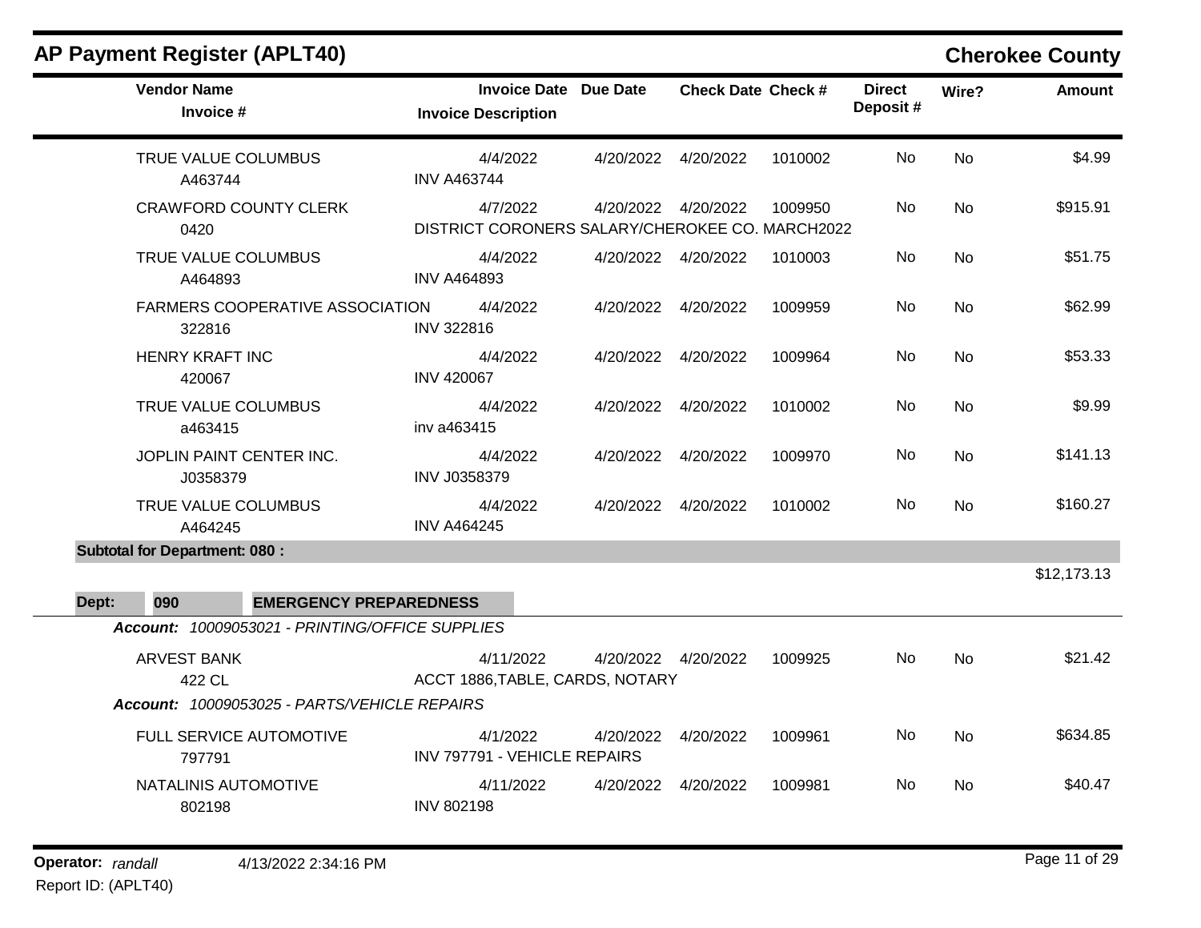## AP Payment Register (APLT40) — Cherokee County

| Vendor Name / Invoice # | Invoice Date / Invoice Description | Due Date | Check Date | Check # | Direct Deposit # | Wire? | Amount |
|---|---|---|---|---|---|---|---|
| TRUE VALUE COLUMBUS<br>A463744 | 4/4/2022<br>INV A463744 | 4/20/2022 | 4/20/2022 | 1010002 | No | No | $4.99 |
| CRAWFORD COUNTY CLERK<br>0420 | 4/7/2022<br>DISTRICT CORONERS SALARY/CHEROKEE CO. MARCH2022 | 4/20/2022 | 4/20/2022 | 1009950 | No | No | $915.91 |
| TRUE VALUE COLUMBUS<br>A464893 | 4/4/2022<br>INV A464893 | 4/20/2022 | 4/20/2022 | 1010003 | No | No | $51.75 |
| FARMERS COOPERATIVE ASSOCIATION<br>322816 | 4/4/2022<br>INV 322816 | 4/20/2022 | 4/20/2022 | 1009959 | No | No | $62.99 |
| HENRY KRAFT INC<br>420067 | 4/4/2022<br>INV 420067 | 4/20/2022 | 4/20/2022 | 1009964 | No | No | $53.33 |
| TRUE VALUE COLUMBUS<br>a463415 | 4/4/2022<br>inv a463415 | 4/20/2022 | 4/20/2022 | 1010002 | No | No | $9.99 |
| JOPLIN PAINT CENTER INC.<br>J0358379 | 4/4/2022<br>INV J0358379 | 4/20/2022 | 4/20/2022 | 1009970 | No | No | $141.13 |
| TRUE VALUE COLUMBUS<br>A464245 | 4/4/2022<br>INV A464245 | 4/20/2022 | 4/20/2022 | 1010002 | No | No | $160.27 |
| **Subtotal for Department: 080 :** | | | | | | | $12,173.13 |

**Dept: 090 EMERGENCY PREPAREDNESS**

***Account:*** *10009053021 - PRINTING/OFFICE SUPPLIES*

| Vendor Name / Invoice # | Invoice Date / Invoice Description | Due Date | Check Date | Check # | Direct Deposit # | Wire? | Amount |
|---|---|---|---|---|---|---|---|
| ARVEST BANK<br>422 CL | 4/11/2022<br>ACCT 1886,TABLE, CARDS, NOTARY | 4/20/2022 | 4/20/2022 | 1009925 | No | No | $21.42 |

***Account:*** *10009053025 - PARTS/VEHICLE REPAIRS*

| Vendor Name / Invoice # | Invoice Date / Invoice Description | Due Date | Check Date | Check # | Direct Deposit # | Wire? | Amount |
|---|---|---|---|---|---|---|---|
| FULL SERVICE AUTOMOTIVE<br>797791 | 4/1/2022<br>INV 797791 - VEHICLE REPAIRS | 4/20/2022 | 4/20/2022 | 1009961 | No | No | $634.85 |
| NATALINIS AUTOMOTIVE<br>802198 | 4/11/2022<br>INV 802198 | 4/20/2022 | 4/20/2022 | 1009981 | No | No | $40.47 |

**Operator:** *randall* 4/13/2022 2:34:16 PM

Report ID: (APLT40)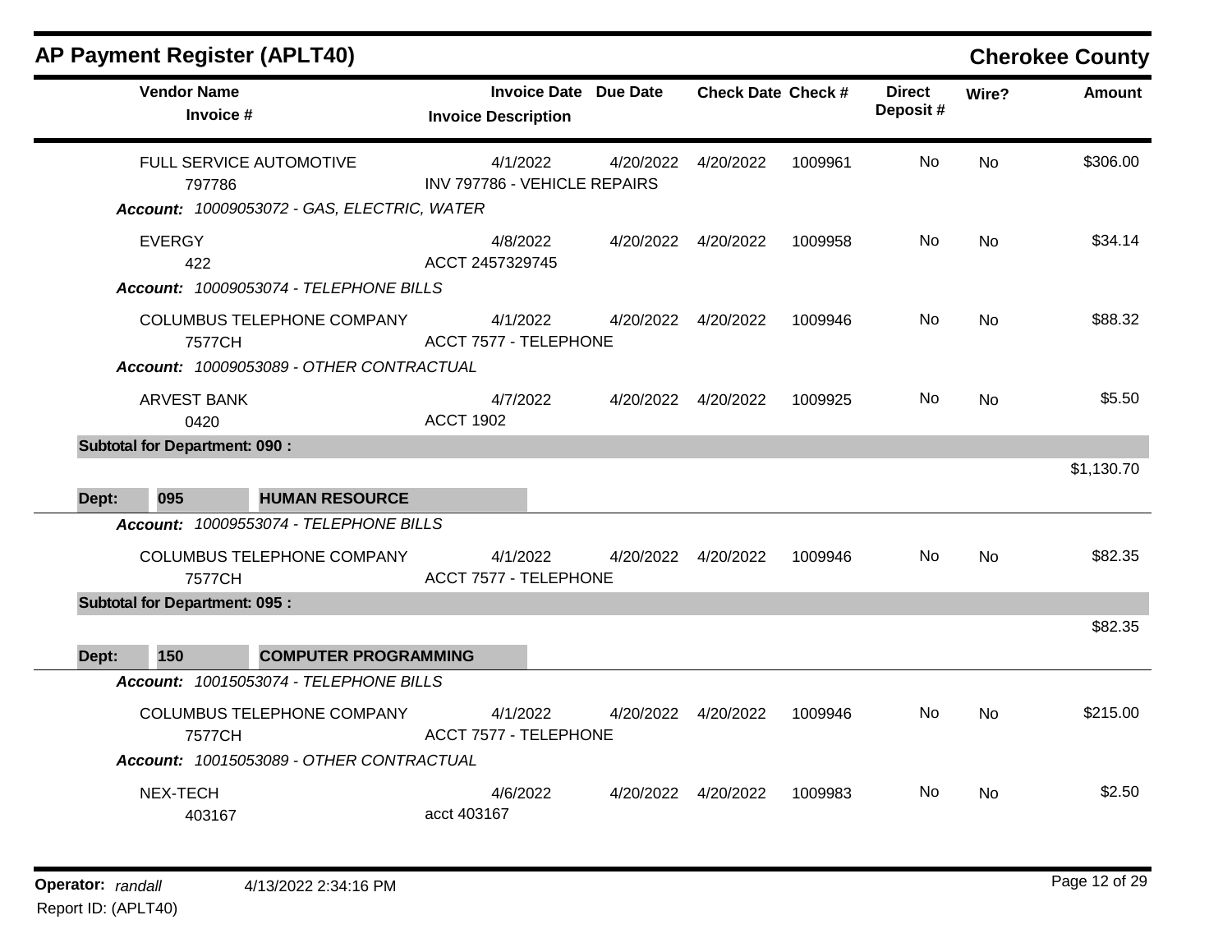## AP Payment Register (APLT40)

**Cherokee County**

| Vendor Name / Invoice # | Invoice Date / Invoice Description | Due Date | Check Date | Check # | Direct Deposit # | Wire? | Amount |
|---|---|---|---|---|---|---|---|
| FULL SERVICE AUTOMOTIVE<br>797786 | 4/1/2022<br>INV 797786 - VEHICLE REPAIRS | 4/20/2022 | 4/20/2022 | 1009961 | No | No | $306.00 |
| ***Account:*** *10009053072 - GAS, ELECTRIC, WATER* | | | | | | | |
| EVERGY<br>422 | 4/8/2022<br>ACCT 2457329745 | 4/20/2022 | 4/20/2022 | 1009958 | No | No | $34.14 |
| ***Account:*** *10009053074 - TELEPHONE BILLS* | | | | | | | |
| COLUMBUS TELEPHONE COMPANY<br>7577CH | 4/1/2022<br>ACCT 7577 - TELEPHONE | 4/20/2022 | 4/20/2022 | 1009946 | No | No | $88.32 |
| ***Account:*** *10009053089 - OTHER CONTRACTUAL* | | | | | | | |
| ARVEST BANK<br>0420 | 4/7/2022<br>ACCT 1902 | 4/20/2022 | 4/20/2022 | 1009925 | No | No | $5.50 |
| **Subtotal for Department: 090 :** | | | | | | | $1,130.70 |
| **Dept: 095 HUMAN RESOURCE** | | | | | | | |
| ***Account:*** *10009553074 - TELEPHONE BILLS* | | | | | | | |
| COLUMBUS TELEPHONE COMPANY<br>7577CH | 4/1/2022<br>ACCT 7577 - TELEPHONE | 4/20/2022 | 4/20/2022 | 1009946 | No | No | $82.35 |
| **Subtotal for Department: 095 :** | | | | | | | $82.35 |
| **Dept: 150 COMPUTER PROGRAMMING** | | | | | | | |
| ***Account:*** *10015053074 - TELEPHONE BILLS* | | | | | | | |
| COLUMBUS TELEPHONE COMPANY<br>7577CH | 4/1/2022<br>ACCT 7577 - TELEPHONE | 4/20/2022 | 4/20/2022 | 1009946 | No | No | $215.00 |
| ***Account:*** *10015053089 - OTHER CONTRACTUAL* | | | | | | | |
| NEX-TECH<br>403167 | 4/6/2022<br>acct 403167 | 4/20/2022 | 4/20/2022 | 1009983 | No | No | $2.50 |

**Operator:** *randall* 4/13/2022 2:34:16 PM
Report ID: (APLT40)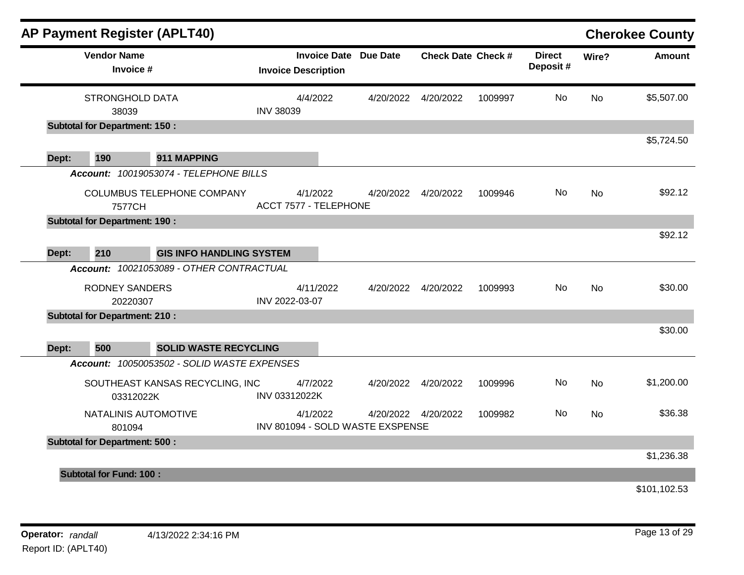## AP Payment Register (APLT40)

**Cherokee County**

| Vendor Name / Invoice # | Invoice Date / Invoice Description | Due Date | Check Date | Check # | Direct Deposit # | Wire? | Amount |
|---|---|---|---|---|---|---|---|
| STRONGHOLD DATA<br>38039 | 4/4/2022<br>INV 38039 | 4/20/2022 | 4/20/2022 | 1009997 | No | No | $5,507.00 |
| **Subtotal for Department: 150 :** | | | | | | | $5,724.50 |
| **Dept: 190 — 911 MAPPING** | | | | | | | |
| ***Account:*** *10019053074 - TELEPHONE BILLS* | | | | | | | |
| COLUMBUS TELEPHONE COMPANY<br>7577CH | 4/1/2022<br>ACCT 7577 - TELEPHONE | 4/20/2022 | 4/20/2022 | 1009946 | No | No | $92.12 |
| **Subtotal for Department: 190 :** | | | | | | | $92.12 |
| **Dept: 210 — GIS INFO HANDLING SYSTEM** | | | | | | | |
| ***Account:*** *10021053089 - OTHER CONTRACTUAL* | | | | | | | |
| RODNEY SANDERS<br>20220307 | 4/11/2022<br>INV 2022-03-07 | 4/20/2022 | 4/20/2022 | 1009993 | No | No | $30.00 |
| **Subtotal for Department: 210 :** | | | | | | | $30.00 |
| **Dept: 500 — SOLID WASTE RECYCLING** | | | | | | | |
| ***Account:*** *10050053502 - SOLID WASTE EXPENSES* | | | | | | | |
| SOUTHEAST KANSAS RECYCLING, INC<br>03312022K | 4/7/2022<br>INV 03312022K | 4/20/2022 | 4/20/2022 | 1009996 | No | No | $1,200.00 |
| NATALINIS AUTOMOTIVE<br>801094 | 4/1/2022<br>INV 801094 - SOLD WASTE EXSPENSE | 4/20/2022 | 4/20/2022 | 1009982 | No | No | $36.38 |
| **Subtotal for Department: 500 :** | | | | | | | $1,236.38 |
| **Subtotal for Fund: 100 :** | | | | | | | $101,102.53 |

Operator: *randall* 4/13/2022 2:34:16 PM
Report ID: (APLT40)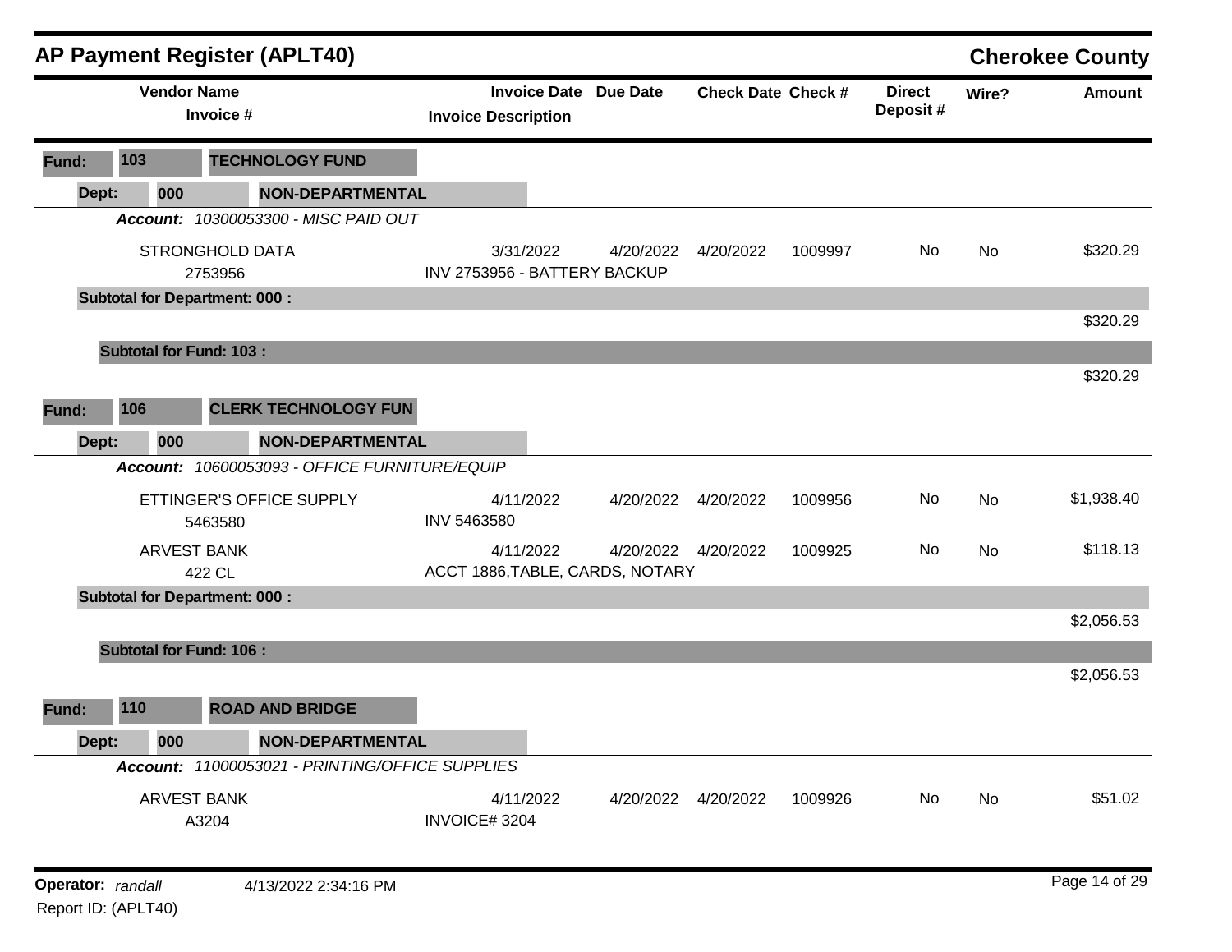# AP Payment Register (APLT40)

**Cherokee County**

| Vendor Name / Invoice # | Invoice Date / Invoice Description | Due Date | Check Date | Check # | Direct Deposit # | Wire? | Amount |
|---|---|---|---|---|---|---|---|
| **Fund: 103 TECHNOLOGY FUND** | | | | | | | |
| **Dept: 000 NON-DEPARTMENTAL** | | | | | | | |
| ***Account: 10300053300 - MISC PAID OUT*** | | | | | | | |
| STRONGHOLD DATA<br>2753956 | 3/31/2022<br>INV 2753956 - BATTERY BACKUP | 4/20/2022 | 4/20/2022 | 1009997 | No | No | $320.29 |
| **Subtotal for Department: 000 :** | | | | | | | $320.29 |
| **Subtotal for Fund: 103 :** | | | | | | | $320.29 |
| **Fund: 106 CLERK TECHNOLOGY FUN** | | | | | | | |
| **Dept: 000 NON-DEPARTMENTAL** | | | | | | | |
| ***Account: 10600053093 - OFFICE FURNITURE/EQUIP*** | | | | | | | |
| ETTINGER'S OFFICE SUPPLY<br>5463580 | 4/11/2022<br>INV 5463580 | 4/20/2022 | 4/20/2022 | 1009956 | No | No | $1,938.40 |
| ARVEST BANK<br>422 CL | 4/11/2022<br>ACCT 1886,TABLE, CARDS, NOTARY | 4/20/2022 | 4/20/2022 | 1009925 | No | No | $118.13 |
| **Subtotal for Department: 000 :** | | | | | | | $2,056.53 |
| **Subtotal for Fund: 106 :** | | | | | | | $2,056.53 |
| **Fund: 110 ROAD AND BRIDGE** | | | | | | | |
| **Dept: 000 NON-DEPARTMENTAL** | | | | | | | |
| ***Account: 11000053021 - PRINTING/OFFICE SUPPLIES*** | | | | | | | |
| ARVEST BANK<br>A3204 | 4/11/2022<br>INVOICE# 3204 | 4/20/2022 | 4/20/2022 | 1009926 | No | No | $51.02 |

**Operator:** *randall* 4/13/2022 2:34:16 PM
Report ID: (APLT40)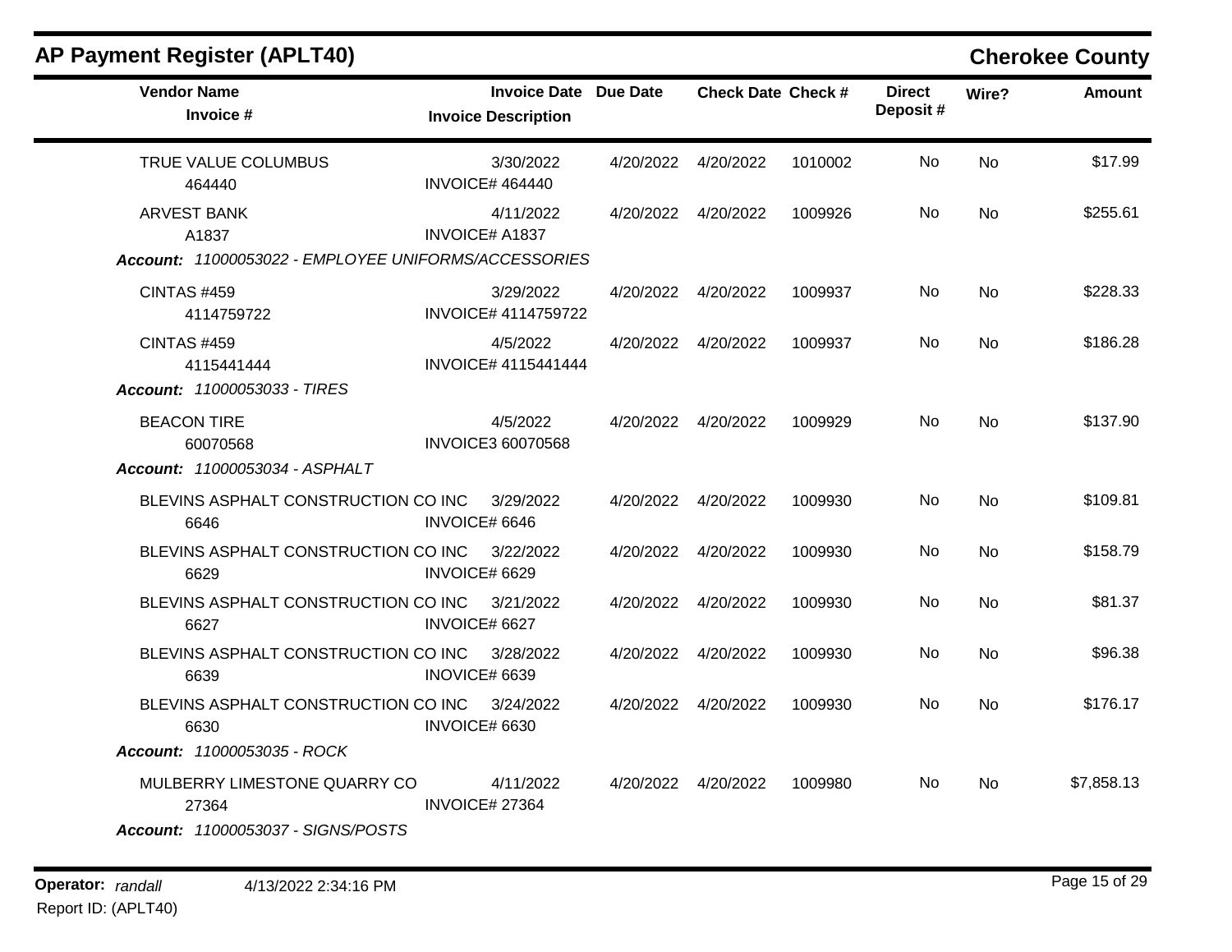## AP Payment Register (APLT40)

## Cherokee County

| Vendor Name<br>Invoice # | Invoice Date<br>Invoice Description | Due Date | Check Date | Check # | Direct Deposit # | Wire? | Amount |
|---|---|---|---|---|---|---|---|
| TRUE VALUE COLUMBUS<br>464440 | 3/30/2022<br>INVOICE# 464440 | 4/20/2022 | 4/20/2022 | 1010002 | No | No | $17.99 |
| ARVEST BANK<br>A1837 | 4/11/2022<br>INVOICE# A1837 | 4/20/2022 | 4/20/2022 | 1009926 | No | No | $255.61 |
| ***Account:** 11000053022 - EMPLOYEE UNIFORMS/ACCESSORIES* | | | | | | | |
| CINTAS #459<br>4114759722 | 3/29/2022<br>INVOICE# 4114759722 | 4/20/2022 | 4/20/2022 | 1009937 | No | No | $228.33 |
| CINTAS #459<br>4115441444 | 4/5/2022<br>INVOICE# 4115441444 | 4/20/2022 | 4/20/2022 | 1009937 | No | No | $186.28 |
| ***Account:** 11000053033 - TIRES* | | | | | | | |
| BEACON TIRE<br>60070568 | 4/5/2022<br>INVOICE3 60070568 | 4/20/2022 | 4/20/2022 | 1009929 | No | No | $137.90 |
| ***Account:** 11000053034 - ASPHALT* | | | | | | | |
| BLEVINS ASPHALT CONSTRUCTION CO INC<br>6646 | 3/29/2022<br>INVOICE# 6646 | 4/20/2022 | 4/20/2022 | 1009930 | No | No | $109.81 |
| BLEVINS ASPHALT CONSTRUCTION CO INC<br>6629 | 3/22/2022<br>INVOICE# 6629 | 4/20/2022 | 4/20/2022 | 1009930 | No | No | $158.79 |
| BLEVINS ASPHALT CONSTRUCTION CO INC<br>6627 | 3/21/2022<br>INVOICE# 6627 | 4/20/2022 | 4/20/2022 | 1009930 | No | No | $81.37 |
| BLEVINS ASPHALT CONSTRUCTION CO INC<br>6639 | 3/28/2022<br>INOVICE# 6639 | 4/20/2022 | 4/20/2022 | 1009930 | No | No | $96.38 |
| BLEVINS ASPHALT CONSTRUCTION CO INC<br>6630 | 3/24/2022<br>INVOICE# 6630 | 4/20/2022 | 4/20/2022 | 1009930 | No | No | $176.17 |
| ***Account:** 11000053035 - ROCK* | | | | | | | |
| MULBERRY LIMESTONE QUARRY CO<br>27364 | 4/11/2022<br>INVOICE# 27364 | 4/20/2022 | 4/20/2022 | 1009980 | No | No | $7,858.13 |
| ***Account:** 11000053037 - SIGNS/POSTS* | | | | | | | |

**Operator:** *randall* 4/13/2022 2:34:16 PM
Report ID: (APLT40)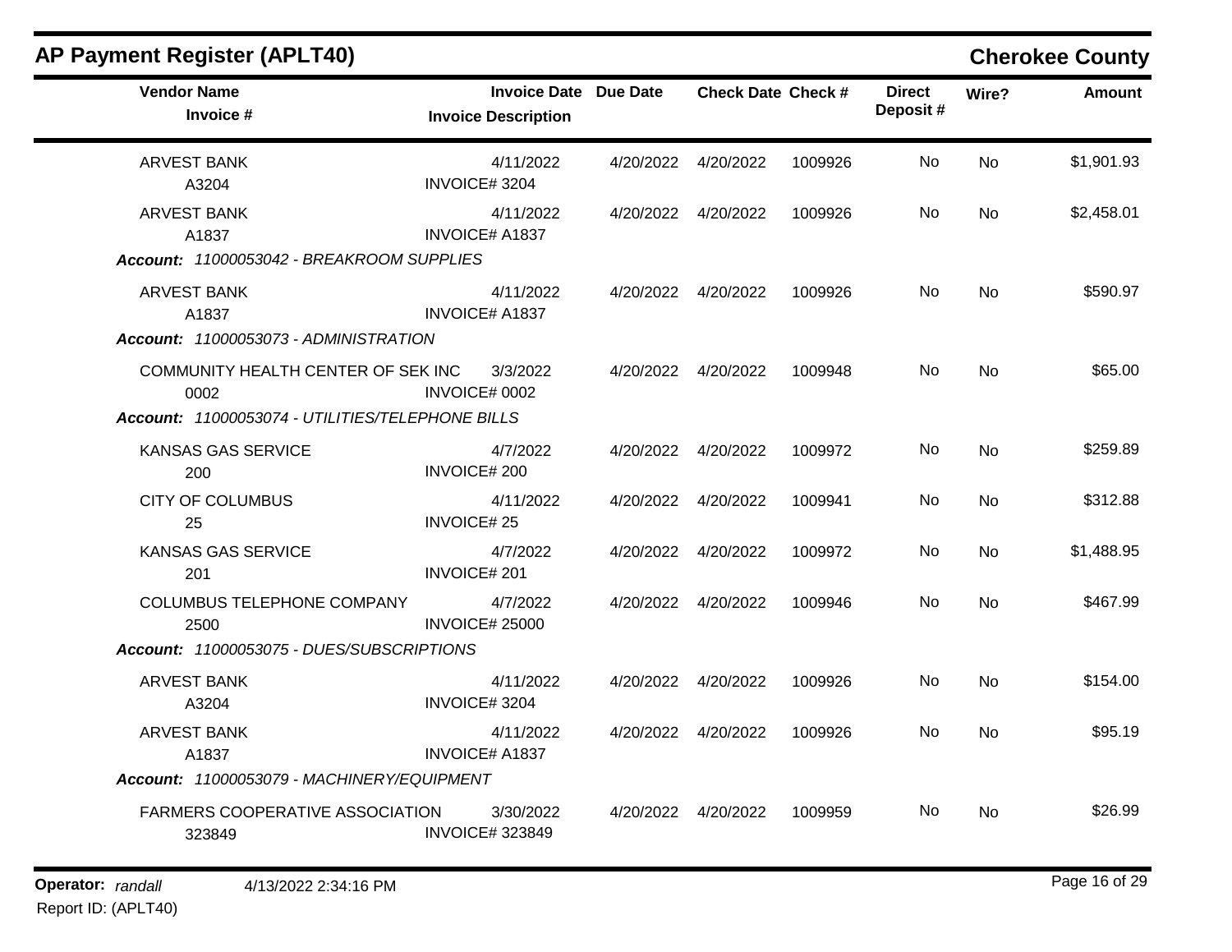## AP Payment Register (APLT40)

**Cherokee County**

| Vendor Name / Invoice # | Invoice Date / Invoice Description | Due Date | Check Date | Check # | Direct Deposit # | Wire? | Amount |
|---|---|---|---|---|---|---|---|
| ARVEST BANK<br>A3204 | 4/11/2022<br>INVOICE# 3204 | 4/20/2022 | 4/20/2022 | 1009926 | No | No | $1,901.93 |
| ARVEST BANK<br>A1837 | 4/11/2022<br>INVOICE# A1837 | 4/20/2022 | 4/20/2022 | 1009926 | No | No | $2,458.01 |
| ***Account:*** *11000053042 - BREAKROOM SUPPLIES* | | | | | | | |
| ARVEST BANK<br>A1837 | 4/11/2022<br>INVOICE# A1837 | 4/20/2022 | 4/20/2022 | 1009926 | No | No | $590.97 |
| ***Account:*** *11000053073 - ADMINISTRATION* | | | | | | | |
| COMMUNITY HEALTH CENTER OF SEK INC<br>0002 | 3/3/2022<br>INVOICE# 0002 | 4/20/2022 | 4/20/2022 | 1009948 | No | No | $65.00 |
| ***Account:*** *11000053074 - UTILITIES/TELEPHONE BILLS* | | | | | | | |
| KANSAS GAS SERVICE<br>200 | 4/7/2022<br>INVOICE# 200 | 4/20/2022 | 4/20/2022 | 1009972 | No | No | $259.89 |
| CITY OF COLUMBUS<br>25 | 4/11/2022<br>INVOICE# 25 | 4/20/2022 | 4/20/2022 | 1009941 | No | No | $312.88 |
| KANSAS GAS SERVICE<br>201 | 4/7/2022<br>INVOICE# 201 | 4/20/2022 | 4/20/2022 | 1009972 | No | No | $1,488.95 |
| COLUMBUS TELEPHONE COMPANY<br>2500 | 4/7/2022<br>INVOICE# 25000 | 4/20/2022 | 4/20/2022 | 1009946 | No | No | $467.99 |
| ***Account:*** *11000053075 - DUES/SUBSCRIPTIONS* | | | | | | | |
| ARVEST BANK<br>A3204 | 4/11/2022<br>INVOICE# 3204 | 4/20/2022 | 4/20/2022 | 1009926 | No | No | $154.00 |
| ARVEST BANK<br>A1837 | 4/11/2022<br>INVOICE# A1837 | 4/20/2022 | 4/20/2022 | 1009926 | No | No | $95.19 |
| ***Account:*** *11000053079 - MACHINERY/EQUIPMENT* | | | | | | | |
| FARMERS COOPERATIVE ASSOCIATION<br>323849 | 3/30/2022<br>INVOICE# 323849 | 4/20/2022 | 4/20/2022 | 1009959 | No | No | $26.99 |

**Operator:** *randall* 4/13/2022 2:34:16 PM
Report ID: (APLT40)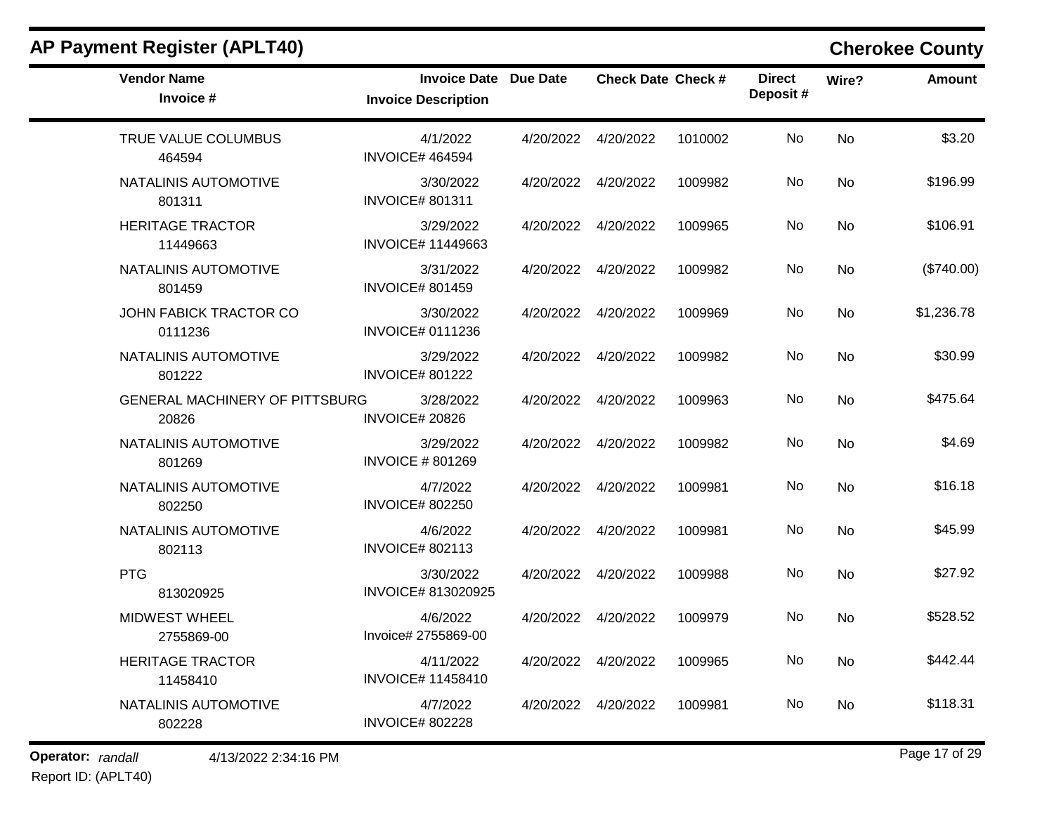## AP Payment Register (APLT40)

**Cherokee County**

| Vendor Name / Invoice # | Invoice Date / Invoice Description | Due Date | Check Date | Check # | Direct Deposit # | Wire? | Amount |
|---|---|---|---|---|---|---|---|
| TRUE VALUE COLUMBUS<br>464594 | 4/1/2022<br>INVOICE# 464594 | 4/20/2022 | 4/20/2022 | 1010002 | No | No | $3.20 |
| NATALINIS AUTOMOTIVE<br>801311 | 3/30/2022<br>INVOICE# 801311 | 4/20/2022 | 4/20/2022 | 1009982 | No | No | $196.99 |
| HERITAGE TRACTOR<br>11449663 | 3/29/2022<br>INVOICE# 11449663 | 4/20/2022 | 4/20/2022 | 1009965 | No | No | $106.91 |
| NATALINIS AUTOMOTIVE<br>801459 | 3/31/2022<br>INVOICE# 801459 | 4/20/2022 | 4/20/2022 | 1009982 | No | No | ($740.00) |
| JOHN FABICK TRACTOR CO<br>0111236 | 3/30/2022<br>INVOICE# 0111236 | 4/20/2022 | 4/20/2022 | 1009969 | No | No | $1,236.78 |
| NATALINIS AUTOMOTIVE<br>801222 | 3/29/2022<br>INVOICE# 801222 | 4/20/2022 | 4/20/2022 | 1009982 | No | No | $30.99 |
| GENERAL MACHINERY OF PITTSBURG<br>20826 | 3/28/2022<br>INVOICE# 20826 | 4/20/2022 | 4/20/2022 | 1009963 | No | No | $475.64 |
| NATALINIS AUTOMOTIVE<br>801269 | 3/29/2022<br>INVOICE # 801269 | 4/20/2022 | 4/20/2022 | 1009982 | No | No | $4.69 |
| NATALINIS AUTOMOTIVE<br>802250 | 4/7/2022<br>INVOICE# 802250 | 4/20/2022 | 4/20/2022 | 1009981 | No | No | $16.18 |
| NATALINIS AUTOMOTIVE<br>802113 | 4/6/2022<br>INVOICE# 802113 | 4/20/2022 | 4/20/2022 | 1009981 | No | No | $45.99 |
| PTG<br>813020925 | 3/30/2022<br>INVOICE# 813020925 | 4/20/2022 | 4/20/2022 | 1009988 | No | No | $27.92 |
| MIDWEST WHEEL<br>2755869-00 | 4/6/2022<br>Invoice# 2755869-00 | 4/20/2022 | 4/20/2022 | 1009979 | No | No | $528.52 |
| HERITAGE TRACTOR<br>11458410 | 4/11/2022<br>INVOICE# 11458410 | 4/20/2022 | 4/20/2022 | 1009965 | No | No | $442.44 |
| NATALINIS AUTOMOTIVE<br>802228 | 4/7/2022<br>INVOICE# 802228 | 4/20/2022 | 4/20/2022 | 1009981 | No | No | $118.31 |

**Operator:** *randall* 4/13/2022 2:34:16 PM
Report ID: (APLT40)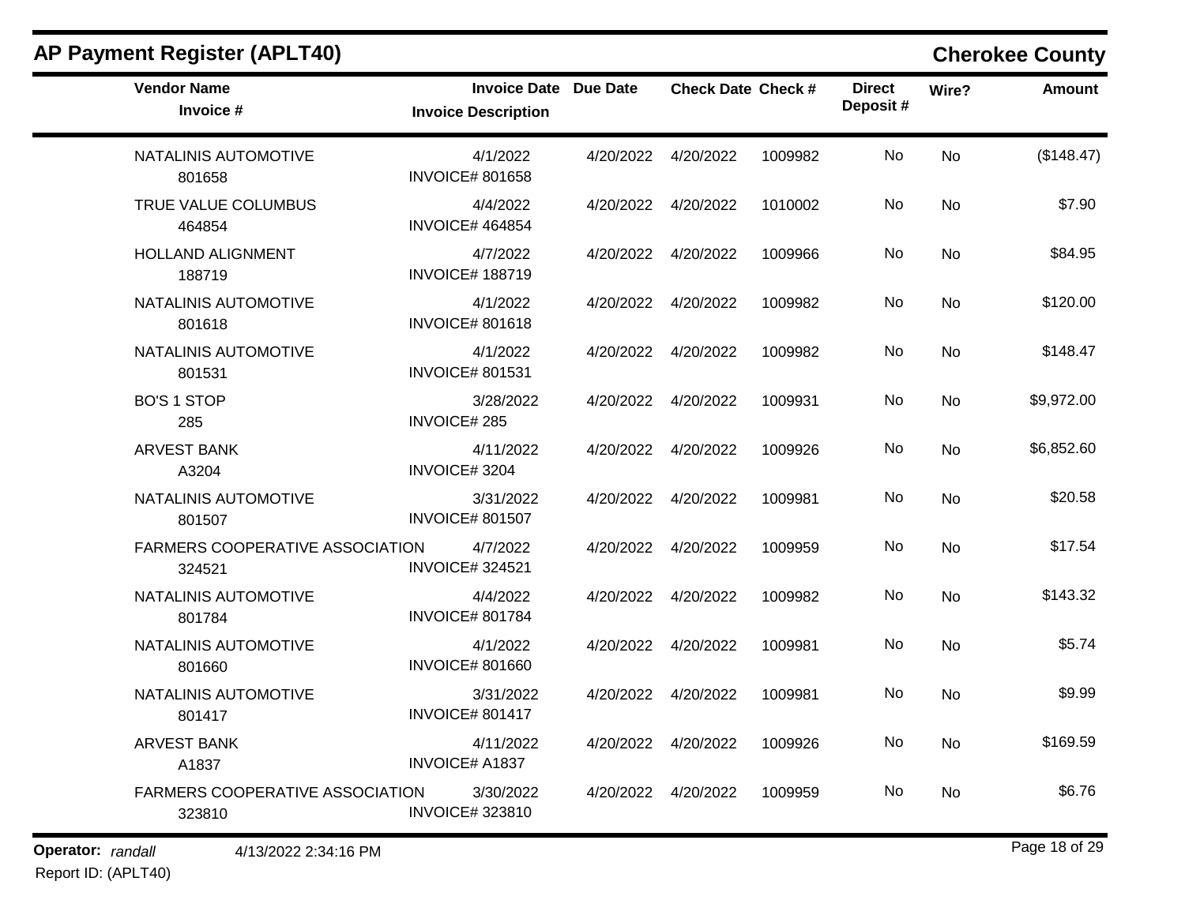# AP Payment Register (APLT40)

## Cherokee County

| Vendor Name<br>Invoice # | Invoice Date<br>Invoice Description | Due Date | Check Date | Check # | Direct Deposit # | Wire? | Amount |
|---|---|---|---|---|---|---|---|
| NATALINIS AUTOMOTIVE<br>801658 | 4/1/2022<br>INVOICE# 801658 | 4/20/2022 | 4/20/2022 | 1009982 | No | No | ($148.47) |
| TRUE VALUE COLUMBUS<br>464854 | 4/4/2022<br>INVOICE# 464854 | 4/20/2022 | 4/20/2022 | 1010002 | No | No | $7.90 |
| HOLLAND ALIGNMENT<br>188719 | 4/7/2022<br>INVOICE# 188719 | 4/20/2022 | 4/20/2022 | 1009966 | No | No | $84.95 |
| NATALINIS AUTOMOTIVE<br>801618 | 4/1/2022<br>INVOICE# 801618 | 4/20/2022 | 4/20/2022 | 1009982 | No | No | $120.00 |
| NATALINIS AUTOMOTIVE<br>801531 | 4/1/2022<br>INVOICE# 801531 | 4/20/2022 | 4/20/2022 | 1009982 | No | No | $148.47 |
| BO'S 1 STOP<br>285 | 3/28/2022<br>INVOICE# 285 | 4/20/2022 | 4/20/2022 | 1009931 | No | No | $9,972.00 |
| ARVEST BANK<br>A3204 | 4/11/2022<br>INVOICE# 3204 | 4/20/2022 | 4/20/2022 | 1009926 | No | No | $6,852.60 |
| NATALINIS AUTOMOTIVE<br>801507 | 3/31/2022<br>INVOICE# 801507 | 4/20/2022 | 4/20/2022 | 1009981 | No | No | $20.58 |
| FARMERS COOPERATIVE ASSOCIATION<br>324521 | 4/7/2022<br>INVOICE# 324521 | 4/20/2022 | 4/20/2022 | 1009959 | No | No | $17.54 |
| NATALINIS AUTOMOTIVE<br>801784 | 4/4/2022<br>INVOICE# 801784 | 4/20/2022 | 4/20/2022 | 1009982 | No | No | $143.32 |
| NATALINIS AUTOMOTIVE<br>801660 | 4/1/2022<br>INVOICE# 801660 | 4/20/2022 | 4/20/2022 | 1009981 | No | No | $5.74 |
| NATALINIS AUTOMOTIVE<br>801417 | 3/31/2022<br>INVOICE# 801417 | 4/20/2022 | 4/20/2022 | 1009981 | No | No | $9.99 |
| ARVEST BANK<br>A1837 | 4/11/2022<br>INVOICE# A1837 | 4/20/2022 | 4/20/2022 | 1009926 | No | No | $169.59 |
| FARMERS COOPERATIVE ASSOCIATION<br>323810 | 3/30/2022<br>INVOICE# 323810 | 4/20/2022 | 4/20/2022 | 1009959 | No | No | $6.76 |

**Operator:** *randall* 4/13/2022 2:34:16 PM

Report ID: (APLT40)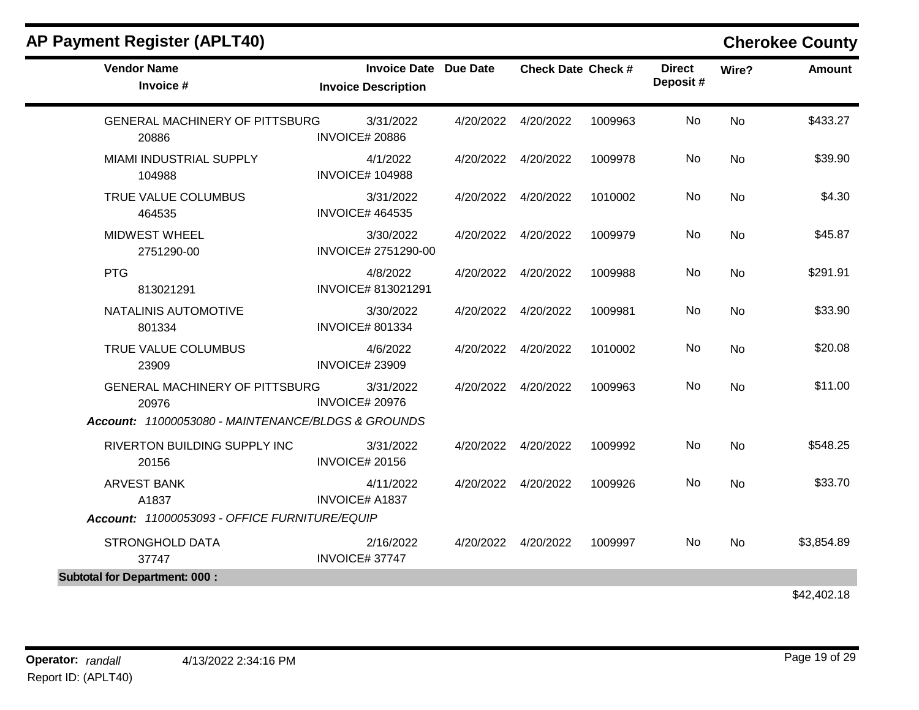## AP Payment Register (APLT40)

## Cherokee County

| Vendor Name / Invoice # | Invoice Date / Invoice Description | Due Date | Check Date | Check # | Direct Deposit # | Wire? | Amount |
|---|---|---|---|---|---|---|---|
| GENERAL MACHINERY OF PITTSBURG<br>20886 | 3/31/2022<br>INVOICE# 20886 | 4/20/2022 | 4/20/2022 | 1009963 | No | No | $433.27 |
| MIAMI INDUSTRIAL SUPPLY<br>104988 | 4/1/2022<br>INVOICE# 104988 | 4/20/2022 | 4/20/2022 | 1009978 | No | No | $39.90 |
| TRUE VALUE COLUMBUS<br>464535 | 3/31/2022<br>INVOICE# 464535 | 4/20/2022 | 4/20/2022 | 1010002 | No | No | $4.30 |
| MIDWEST WHEEL<br>2751290-00 | 3/30/2022<br>INVOICE# 2751290-00 | 4/20/2022 | 4/20/2022 | 1009979 | No | No | $45.87 |
| PTG<br>813021291 | 4/8/2022<br>INVOICE# 813021291 | 4/20/2022 | 4/20/2022 | 1009988 | No | No | $291.91 |
| NATALINIS AUTOMOTIVE<br>801334 | 3/30/2022<br>INVOICE# 801334 | 4/20/2022 | 4/20/2022 | 1009981 | No | No | $33.90 |
| TRUE VALUE COLUMBUS<br>23909 | 4/6/2022<br>INVOICE# 23909 | 4/20/2022 | 4/20/2022 | 1010002 | No | No | $20.08 |
| GENERAL MACHINERY OF PITTSBURG<br>20976 | 3/31/2022<br>INVOICE# 20976 | 4/20/2022 | 4/20/2022 | 1009963 | No | No | $11.00 |
| ***Account:** 11000053080 - MAINTENANCE/BLDGS & GROUNDS* | | | | | | | |
| RIVERTON BUILDING SUPPLY INC<br>20156 | 3/31/2022<br>INVOICE# 20156 | 4/20/2022 | 4/20/2022 | 1009992 | No | No | $548.25 |
| ARVEST BANK<br>A1837 | 4/11/2022<br>INVOICE# A1837 | 4/20/2022 | 4/20/2022 | 1009926 | No | No | $33.70 |
| ***Account:** 11000053093 - OFFICE FURNITURE/EQUIP* | | | | | | | |
| STRONGHOLD DATA<br>37747 | 2/16/2022<br>INVOICE# 37747 | 4/20/2022 | 4/20/2022 | 1009997 | No | No | $3,854.89 |
| **Subtotal for Department: 000 :** | | | | | | | $42,402.18 |

**Operator:** *randall* 4/13/2022 2:34:16 PM
Report ID: (APLT40)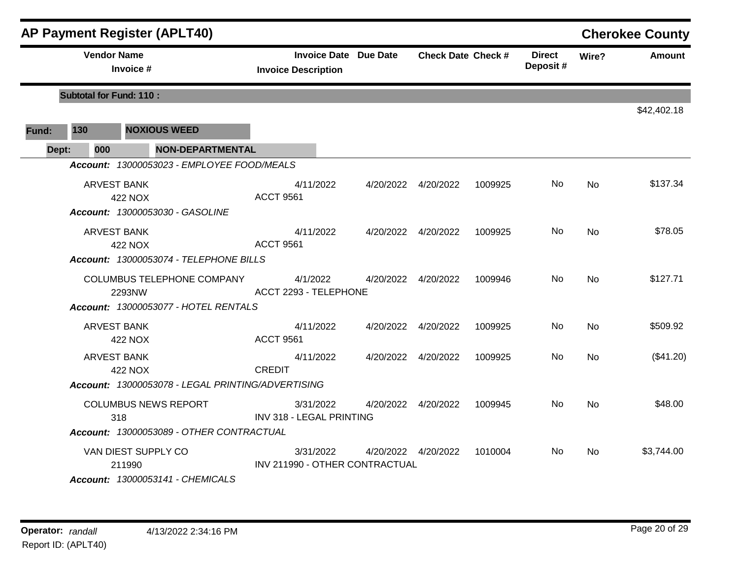# AP Payment Register (APLT40)

**Cherokee County**

| Vendor Name / Invoice # | Invoice Date / Invoice Description | Due Date | Check Date | Check # | Direct Deposit # | Wire? | Amount |
|---|---|---|---|---|---|---|---|
| **Subtotal for Fund: 110 :** | | | | | | | $42,402.18 |

**Fund: 130 NOXIOUS WEED**

**Dept: 000 NON-DEPARTMENTAL**

| Vendor Name / Invoice # | Invoice Date / Invoice Description | Due Date | Check Date | Check # | Direct Deposit # | Wire? | Amount |
|---|---|---|---|---|---|---|---|
| ***Account: 13000053023 - EMPLOYEE FOOD/MEALS*** | | | | | | | |
| ARVEST BANK<br>422 NOX | 4/11/2022<br>ACCT 9561 | 4/20/2022 | 4/20/2022 | 1009925 | No | No | $137.34 |
| ***Account: 13000053030 - GASOLINE*** | | | | | | | |
| ARVEST BANK<br>422 NOX | 4/11/2022<br>ACCT 9561 | 4/20/2022 | 4/20/2022 | 1009925 | No | No | $78.05 |
| ***Account: 13000053074 - TELEPHONE BILLS*** | | | | | | | |
| COLUMBUS TELEPHONE COMPANY<br>2293NW | 4/1/2022<br>ACCT 2293 - TELEPHONE | 4/20/2022 | 4/20/2022 | 1009946 | No | No | $127.71 |
| ***Account: 13000053077 - HOTEL RENTALS*** | | | | | | | |
| ARVEST BANK<br>422 NOX | 4/11/2022<br>ACCT 9561 | 4/20/2022 | 4/20/2022 | 1009925 | No | No | $509.92 |
| ARVEST BANK<br>422 NOX | 4/11/2022<br>CREDIT | 4/20/2022 | 4/20/2022 | 1009925 | No | No | ($41.20) |
| ***Account: 13000053078 - LEGAL PRINTING/ADVERTISING*** | | | | | | | |
| COLUMBUS NEWS REPORT<br>318 | 3/31/2022<br>INV 318 - LEGAL PRINTING | 4/20/2022 | 4/20/2022 | 1009945 | No | No | $48.00 |
| ***Account: 13000053089 - OTHER CONTRACTUAL*** | | | | | | | |
| VAN DIEST SUPPLY CO<br>211990 | 3/31/2022<br>INV 211990 - OTHER CONTRACTUAL | 4/20/2022 | 4/20/2022 | 1010004 | No | No | $3,744.00 |
| ***Account: 13000053141 - CHEMICALS*** | | | | | | | |

**Operator:** *randall* 4/13/2022 2:34:16 PM

Report ID: (APLT40)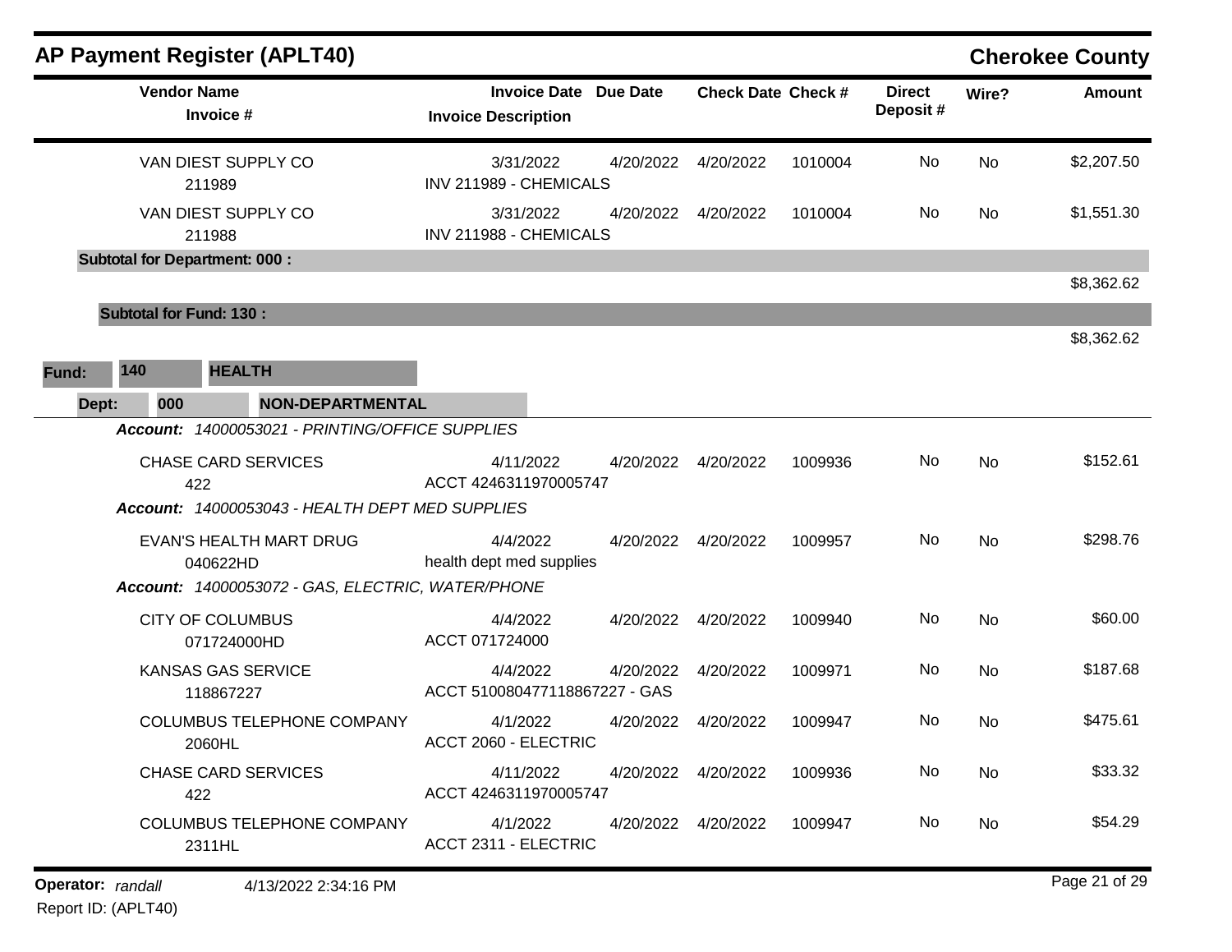# AP Payment Register (APLT40)

## Cherokee County

| Vendor Name / Invoice # | Invoice Date / Invoice Description | Due Date | Check Date | Check # | Direct Deposit # | Wire? | Amount |
|---|---|---|---|---|---|---|---|
| VAN DIEST SUPPLY CO 211989 | 3/31/2022 INV 211989 - CHEMICALS | 4/20/2022 | 4/20/2022 | 1010004 | No | No | $2,207.50 |
| VAN DIEST SUPPLY CO 211988 | 3/31/2022 INV 211988 - CHEMICALS | 4/20/2022 | 4/20/2022 | 1010004 | No | No | $1,551.30 |
| **Subtotal for Department: 000 :** | | | | | | | $8,362.62 |
| **Subtotal for Fund: 130 :** | | | | | | | $8,362.62 |

**Fund:** 140 **HEALTH**

**Dept:** 000 **NON-DEPARTMENTAL**

| Vendor Name / Invoice # | Invoice Date / Invoice Description | Due Date | Check Date | Check # | Direct Deposit # | Wire? | Amount |
|---|---|---|---|---|---|---|---|
| ***Account: 14000053021 - PRINTING/OFFICE SUPPLIES*** | | | | | | | |
| CHASE CARD SERVICES 422 | 4/11/2022 ACCT 4246311970005747 | 4/20/2022 | 4/20/2022 | 1009936 | No | No | $152.61 |
| ***Account: 14000053043 - HEALTH DEPT MED SUPPLIES*** | | | | | | | |
| EVAN'S HEALTH MART DRUG 040622HD | 4/4/2022 health dept med supplies | 4/20/2022 | 4/20/2022 | 1009957 | No | No | $298.76 |
| ***Account: 14000053072 - GAS, ELECTRIC, WATER/PHONE*** | | | | | | | |
| CITY OF COLUMBUS 071724000HD | 4/4/2022 ACCT 071724000 | 4/20/2022 | 4/20/2022 | 1009940 | No | No | $60.00 |
| KANSAS GAS SERVICE 118867227 | 4/4/2022 ACCT 510080477118867227 - GAS | 4/20/2022 | 4/20/2022 | 1009971 | No | No | $187.68 |
| COLUMBUS TELEPHONE COMPANY 2060HL | 4/1/2022 ACCT 2060 - ELECTRIC | 4/20/2022 | 4/20/2022 | 1009947 | No | No | $475.61 |
| CHASE CARD SERVICES 422 | 4/11/2022 ACCT 4246311970005747 | 4/20/2022 | 4/20/2022 | 1009936 | No | No | $33.32 |
| COLUMBUS TELEPHONE COMPANY 2311HL | 4/1/2022 ACCT 2311 - ELECTRIC | 4/20/2022 | 4/20/2022 | 1009947 | No | No | $54.29 |

**Operator:** *randall* 4/13/2022 2:34:16 PM

Report ID: (APLT40)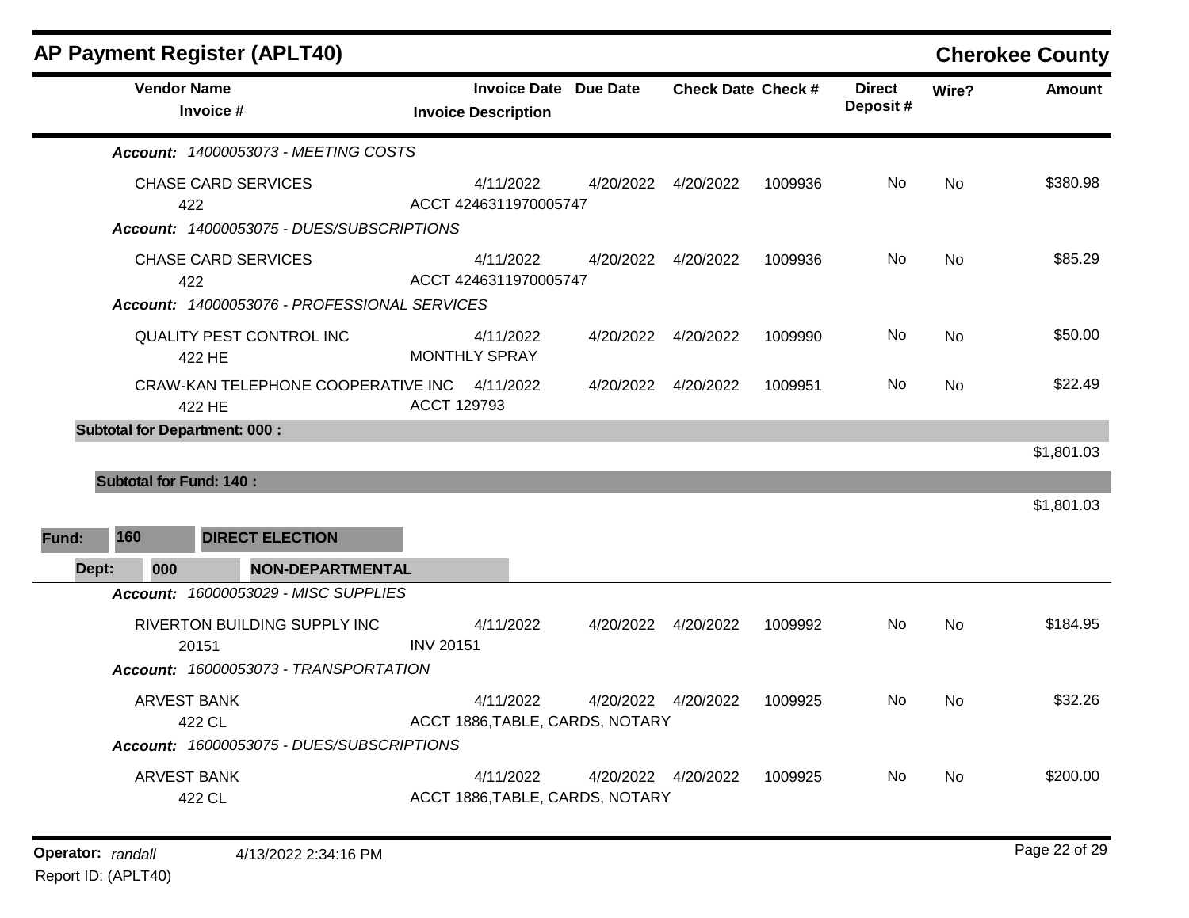# AP Payment Register (APLT40)

## Cherokee County

| Vendor Name / Invoice # | Invoice Date / Invoice Description | Due Date | Check Date | Check # | Direct Deposit # | Wire? | Amount |
|---|---|---|---|---|---|---|---|
| ***Account:*** *14000053073 - MEETING COSTS* | | | | | | | |
| CHASE CARD SERVICES<br>422 | 4/11/2022<br>ACCT 4246311970005747 | 4/20/2022 | 4/20/2022 | 1009936 | No | No | $380.98 |
| ***Account:*** *14000053075 - DUES/SUBSCRIPTIONS* | | | | | | | |
| CHASE CARD SERVICES<br>422 | 4/11/2022<br>ACCT 4246311970005747 | 4/20/2022 | 4/20/2022 | 1009936 | No | No | $85.29 |
| ***Account:*** *14000053076 - PROFESSIONAL SERVICES* | | | | | | | |
| QUALITY PEST CONTROL INC<br>422 HE | 4/11/2022<br>MONTHLY SPRAY | 4/20/2022 | 4/20/2022 | 1009990 | No | No | $50.00 |
| CRAW-KAN TELEPHONE COOPERATIVE INC<br>422 HE | 4/11/2022<br>ACCT 129793 | 4/20/2022 | 4/20/2022 | 1009951 | No | No | $22.49 |
| **Subtotal for Department: 000 :** | | | | | | | $1,801.03 |
| **Subtotal for Fund: 140 :** | | | | | | | $1,801.03 |

**Fund: 160 DIRECT ELECTION**

**Dept: 000 NON-DEPARTMENTAL**

| Vendor Name / Invoice # | Invoice Date / Invoice Description | Due Date | Check Date | Check # | Direct Deposit # | Wire? | Amount |
|---|---|---|---|---|---|---|---|
| ***Account:*** *16000053029 - MISC SUPPLIES* | | | | | | | |
| RIVERTON BUILDING SUPPLY INC<br>20151 | 4/11/2022<br>INV 20151 | 4/20/2022 | 4/20/2022 | 1009992 | No | No | $184.95 |
| ***Account:*** *16000053073 - TRANSPORTATION* | | | | | | | |
| ARVEST BANK<br>422 CL | 4/11/2022<br>ACCT 1886,TABLE, CARDS, NOTARY | 4/20/2022 | 4/20/2022 | 1009925 | No | No | $32.26 |
| ***Account:*** *16000053075 - DUES/SUBSCRIPTIONS* | | | | | | | |
| ARVEST BANK<br>422 CL | 4/11/2022<br>ACCT 1886,TABLE, CARDS, NOTARY | 4/20/2022 | 4/20/2022 | 1009925 | No | No | $200.00 |

**Operator:** *randall* 4/13/2022 2:34:16 PM

Report ID: (APLT40)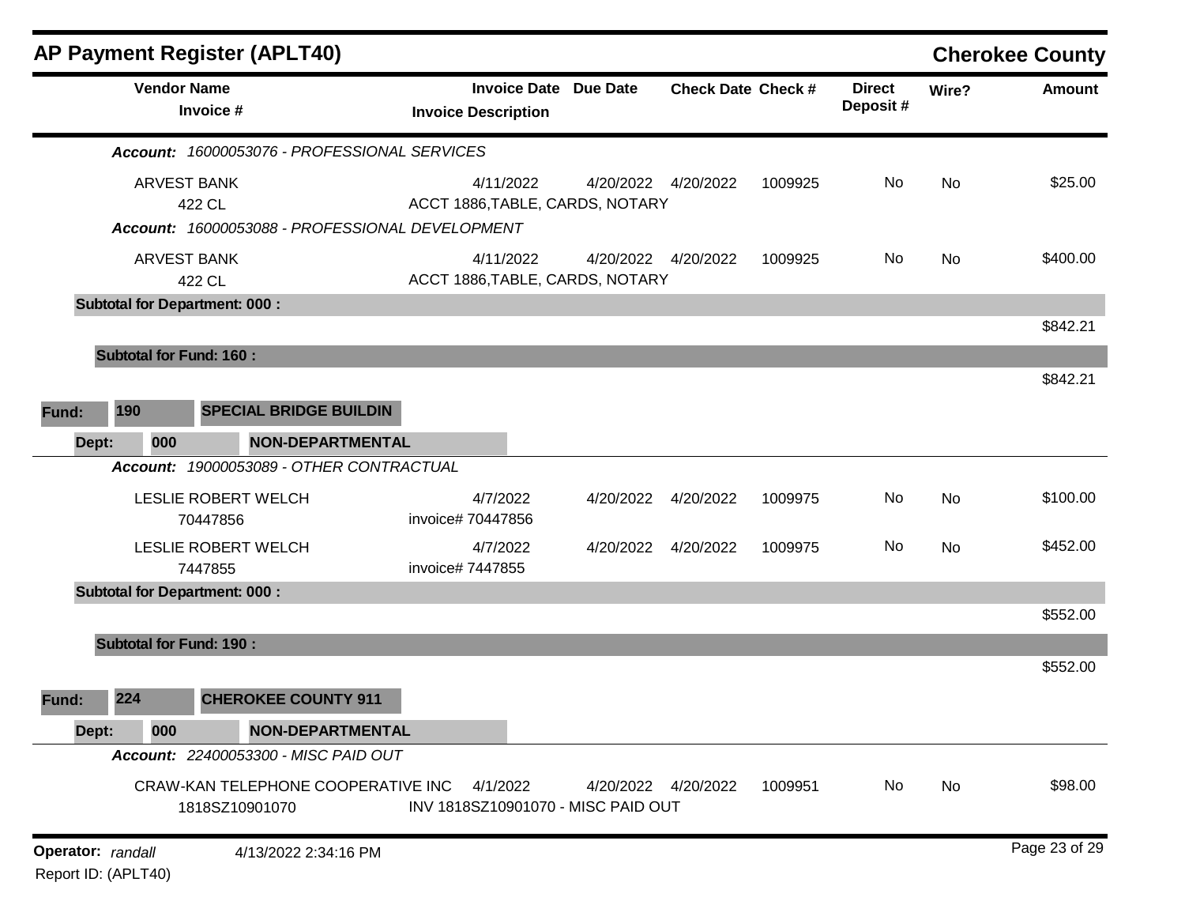# AP Payment Register (APLT40)

## Cherokee County

| Vendor Name / Invoice # | Invoice Date / Invoice Description | Due Date | Check Date | Check # | Direct Deposit # | Wire? | Amount |
|---|---|---|---|---|---|---|---|
| ***Account:** 16000053076 - PROFESSIONAL SERVICES* | | | | | | | |
| ARVEST BANK<br>422 CL | 4/11/2022<br>ACCT 1886,TABLE, CARDS, NOTARY | 4/20/2022 | 4/20/2022 | 1009925 | No | No | $25.00 |
| ***Account:** 16000053088 - PROFESSIONAL DEVELOPMENT* | | | | | | | |
| ARVEST BANK<br>422 CL | 4/11/2022<br>ACCT 1886,TABLE, CARDS, NOTARY | 4/20/2022 | 4/20/2022 | 1009925 | No | No | $400.00 |
| **Subtotal for Department: 000 :** | | | | | | | $842.21 |
| **Subtotal for Fund: 160 :** | | | | | | | $842.21 |

**Fund:** 190 **SPECIAL BRIDGE BUILDIN**

**Dept:** 000 **NON-DEPARTMENTAL**

| Vendor Name / Invoice # | Invoice Date / Invoice Description | Due Date | Check Date | Check # | Direct Deposit # | Wire? | Amount |
|---|---|---|---|---|---|---|---|
| ***Account:** 19000053089 - OTHER CONTRACTUAL* | | | | | | | |
| LESLIE ROBERT WELCH<br>70447856 | 4/7/2022<br>invoice# 70447856 | 4/20/2022 | 4/20/2022 | 1009975 | No | No | $100.00 |
| LESLIE ROBERT WELCH<br>7447855 | 4/7/2022<br>invoice# 7447855 | 4/20/2022 | 4/20/2022 | 1009975 | No | No | $452.00 |
| **Subtotal for Department: 000 :** | | | | | | | $552.00 |
| **Subtotal for Fund: 190 :** | | | | | | | $552.00 |

**Fund:** 224 **CHEROKEE COUNTY 911**

**Dept:** 000 **NON-DEPARTMENTAL**

| Vendor Name / Invoice # | Invoice Date / Invoice Description | Due Date | Check Date | Check # | Direct Deposit # | Wire? | Amount |
|---|---|---|---|---|---|---|---|
| ***Account:** 22400053300 - MISC PAID OUT* | | | | | | | |
| CRAW-KAN TELEPHONE COOPERATIVE INC<br>1818SZ10901070 | 4/1/2022<br>INV 1818SZ10901070 - MISC PAID OUT | 4/20/2022 | 4/20/2022 | 1009951 | No | No | $98.00 |

**Operator:** *randall* 4/13/2022 2:34:16 PM

Report ID: (APLT40)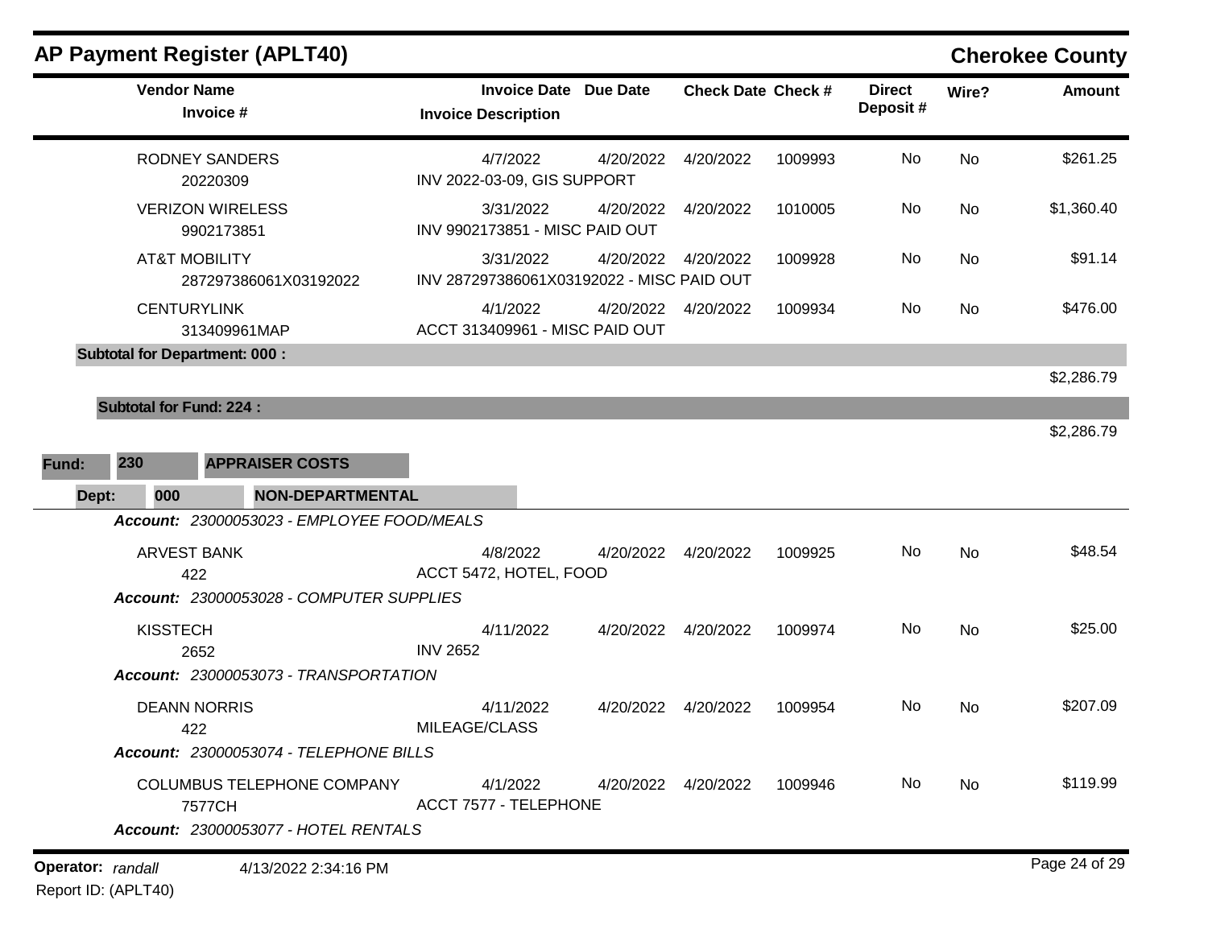## AP Payment Register (APLT40) — Cherokee County

| Vendor Name / Invoice # | Invoice Date / Invoice Description | Due Date | Check Date | Check # | Direct Deposit # | Wire? | Amount |
|---|---|---|---|---|---|---|---|
| RODNEY SANDERS<br>20220309 | 4/7/2022<br>INV 2022-03-09, GIS SUPPORT | 4/20/2022 | 4/20/2022 | 1009993 | No | No | $261.25 |
| VERIZON WIRELESS<br>9902173851 | 3/31/2022<br>INV 9902173851 - MISC PAID OUT | 4/20/2022 | 4/20/2022 | 1010005 | No | No | $1,360.40 |
| AT&T MOBILITY<br>287297386061X03192022 | 3/31/2022<br>INV 287297386061X03192022 - MISC PAID OUT | 4/20/2022 | 4/20/2022 | 1009928 | No | No | $91.14 |
| CENTURYLINK<br>313409961MAP | 4/1/2022<br>ACCT 313409961 - MISC PAID OUT | 4/20/2022 | 4/20/2022 | 1009934 | No | No | $476.00 |
| **Subtotal for Department: 000 :** | | | | | | | $2,286.79 |
| **Subtotal for Fund: 224 :** | | | | | | | $2,286.79 |

**Fund: 230 APPRAISER COSTS**

**Dept: 000 NON-DEPARTMENTAL**

| Vendor Name / Invoice # | Invoice Date / Invoice Description | Due Date | Check Date | Check # | Direct Deposit # | Wire? | Amount |
|---|---|---|---|---|---|---|---|
| ***Account: 23000053023 - EMPLOYEE FOOD/MEALS*** | | | | | | | |
| ARVEST BANK<br>422 | 4/8/2022<br>ACCT 5472, HOTEL, FOOD | 4/20/2022 | 4/20/2022 | 1009925 | No | No | $48.54 |
| ***Account: 23000053028 - COMPUTER SUPPLIES*** | | | | | | | |
| KISSTECH<br>2652 | 4/11/2022<br>INV 2652 | 4/20/2022 | 4/20/2022 | 1009974 | No | No | $25.00 |
| ***Account: 23000053073 - TRANSPORTATION*** | | | | | | | |
| DEANN NORRIS<br>422 | 4/11/2022<br>MILEAGE/CLASS | 4/20/2022 | 4/20/2022 | 1009954 | No | No | $207.09 |
| ***Account: 23000053074 - TELEPHONE BILLS*** | | | | | | | |
| COLUMBUS TELEPHONE COMPANY<br>7577CH | 4/1/2022<br>ACCT 7577 - TELEPHONE | 4/20/2022 | 4/20/2022 | 1009946 | No | No | $119.99 |
| ***Account: 23000053077 - HOTEL RENTALS*** | | | | | | | |

Operator: *randall* 4/13/2022 2:34:16 PM

Report ID: (APLT40)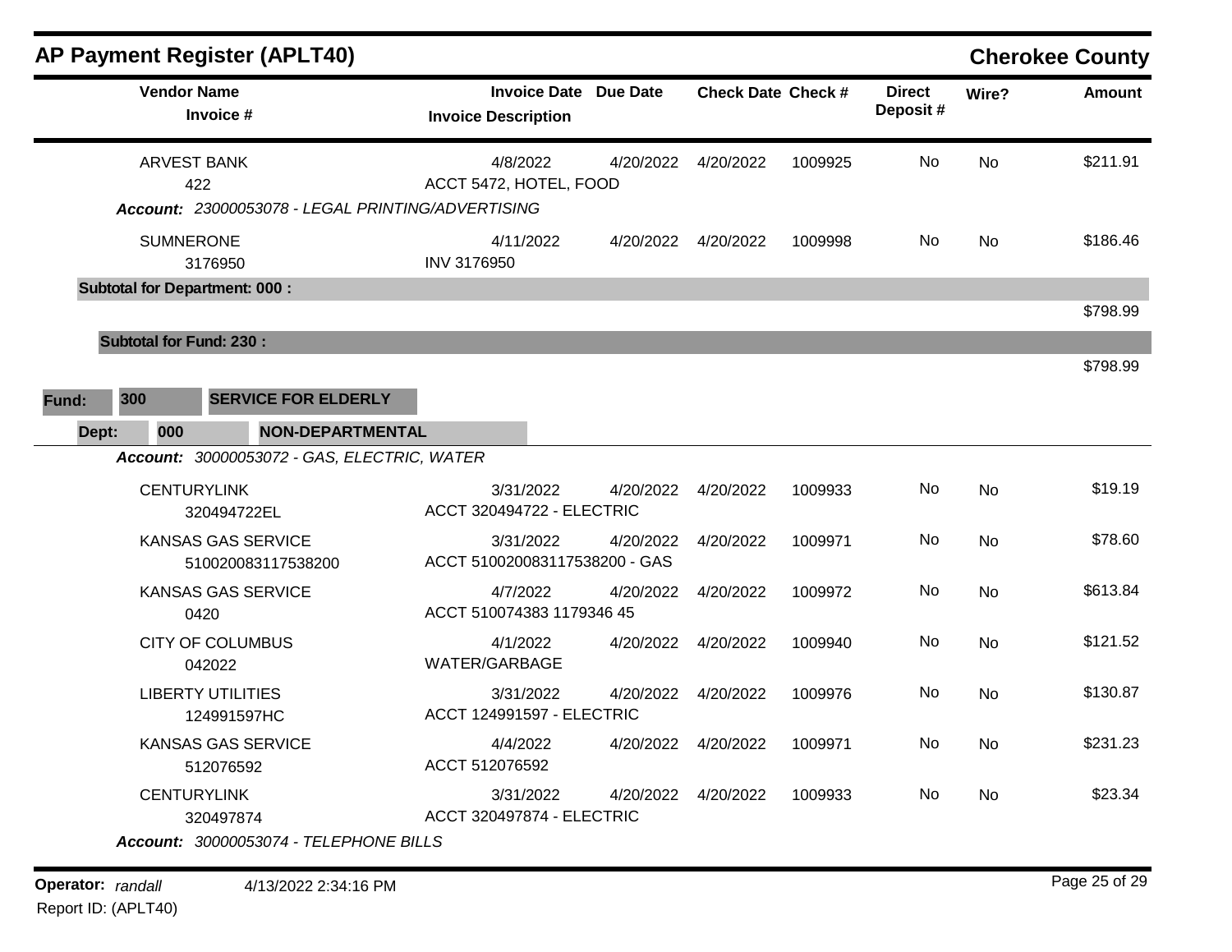# AP Payment Register (APLT40)

**Cherokee County**

| Vendor Name / Invoice # | Invoice Date / Invoice Description | Due Date | Check Date | Check # | Direct Deposit # | Wire? | Amount |
|---|---|---|---|---|---|---|---|
| ARVEST BANK<br>422 | 4/8/2022<br>ACCT 5472, HOTEL, FOOD | 4/20/2022 | 4/20/2022 | 1009925 | No | No | $211.91 |

*Account: 23000053078 - LEGAL PRINTING/ADVERTISING*

| Vendor Name / Invoice # | Invoice Date / Invoice Description | Due Date | Check Date | Check # | Direct Deposit # | Wire? | Amount |
|---|---|---|---|---|---|---|---|
| SUMNERONE<br>3176950 | 4/11/2022<br>INV 3176950 | 4/20/2022 | 4/20/2022 | 1009998 | No | No | $186.46 |

**Subtotal for Department: 000 :** $798.99

**Subtotal for Fund: 230 :** $798.99

**Fund: 300 SERVICE FOR ELDERLY**

**Dept: 000 NON-DEPARTMENTAL**

*Account: 30000053072 - GAS, ELECTRIC, WATER*

| Vendor Name / Invoice # | Invoice Date / Invoice Description | Due Date | Check Date | Check # | Direct Deposit # | Wire? | Amount |
|---|---|---|---|---|---|---|---|
| CENTURYLINK<br>320494722EL | 3/31/2022<br>ACCT 320494722 - ELECTRIC | 4/20/2022 | 4/20/2022 | 1009933 | No | No | $19.19 |
| KANSAS GAS SERVICE<br>510020083117538200 | 3/31/2022<br>ACCT 510020083117538200 - GAS | 4/20/2022 | 4/20/2022 | 1009971 | No | No | $78.60 |
| KANSAS GAS SERVICE<br>0420 | 4/7/2022<br>ACCT 510074383 1179346 45 | 4/20/2022 | 4/20/2022 | 1009972 | No | No | $613.84 |
| CITY OF COLUMBUS<br>042022 | 4/1/2022<br>WATER/GARBAGE | 4/20/2022 | 4/20/2022 | 1009940 | No | No | $121.52 |
| LIBERTY UTILITIES<br>124991597HC | 3/31/2022<br>ACCT 124991597 - ELECTRIC | 4/20/2022 | 4/20/2022 | 1009976 | No | No | $130.87 |
| KANSAS GAS SERVICE<br>512076592 | 4/4/2022<br>ACCT 512076592 | 4/20/2022 | 4/20/2022 | 1009971 | No | No | $231.23 |
| CENTURYLINK<br>320497874 | 3/31/2022<br>ACCT 320497874 - ELECTRIC | 4/20/2022 | 4/20/2022 | 1009933 | No | No | $23.34 |

*Account: 30000053074 - TELEPHONE BILLS*

Operator: *randall* 4/13/2022 2:34:16 PM

Report ID: (APLT40)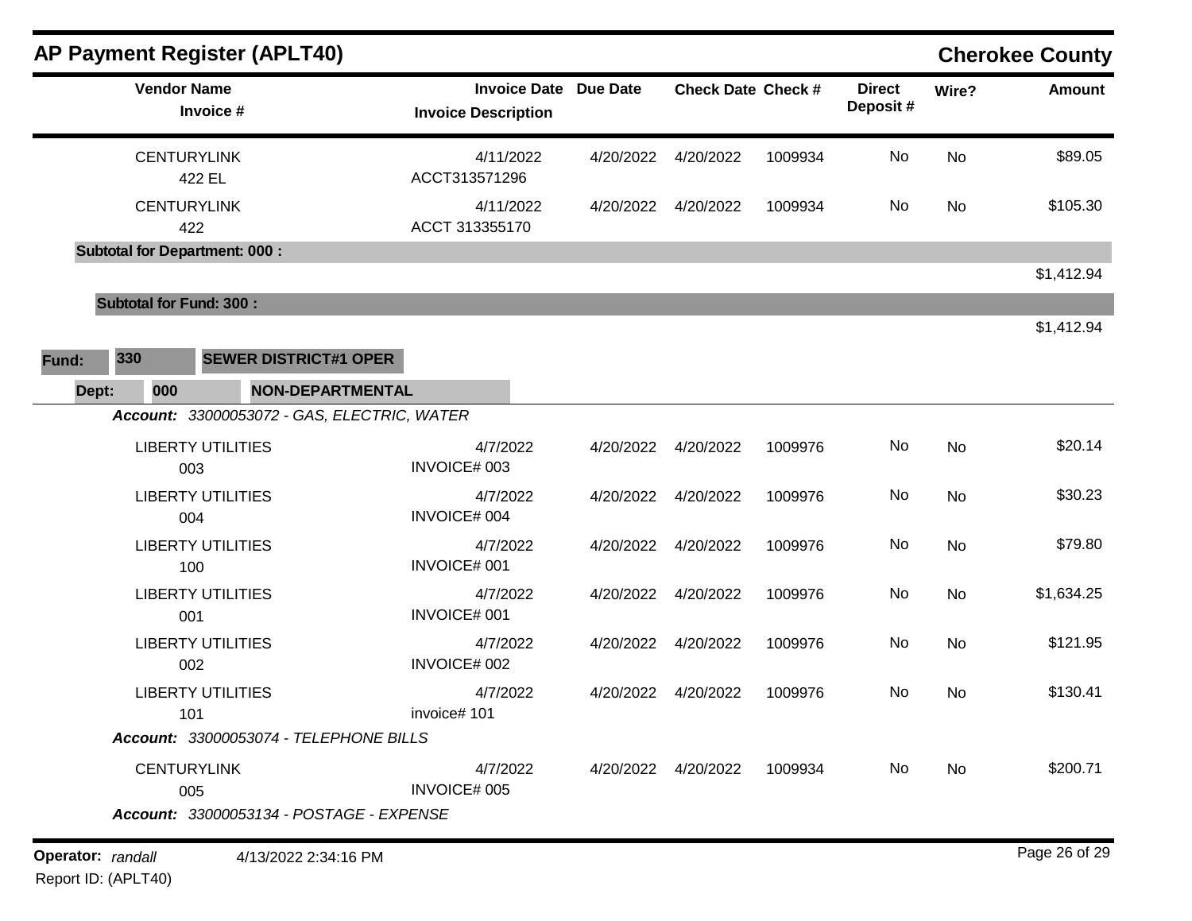# AP Payment Register (APLT40)

**Cherokee County**

| Vendor Name / Invoice # | Invoice Date / Invoice Description | Due Date | Check Date | Check # | Direct Deposit # | Wire? | Amount |
|---|---|---|---|---|---|---|---|
| CENTURYLINK<br>422 EL | 4/11/2022<br>ACCT313571296 | 4/20/2022 | 4/20/2022 | 1009934 | No | No | $89.05 |
| CENTURYLINK<br>422 | 4/11/2022<br>ACCT 313355170 | 4/20/2022 | 4/20/2022 | 1009934 | No | No | $105.30 |
| **Subtotal for Department: 000 :** | | | | | | | $1,412.94 |
| **Subtotal for Fund: 300 :** | | | | | | | $1,412.94 |

**Fund:** 330 **SEWER DISTRICT#1 OPER**

**Dept:** 000 **NON-DEPARTMENTAL**

*Account: 33000053072 - GAS, ELECTRIC, WATER*

| Vendor Name / Invoice # | Invoice Date / Invoice Description | Due Date | Check Date | Check # | Direct Deposit # | Wire? | Amount |
|---|---|---|---|---|---|---|---|
| LIBERTY UTILITIES<br>003 | 4/7/2022<br>INVOICE# 003 | 4/20/2022 | 4/20/2022 | 1009976 | No | No | $20.14 |
| LIBERTY UTILITIES<br>004 | 4/7/2022<br>INVOICE# 004 | 4/20/2022 | 4/20/2022 | 1009976 | No | No | $30.23 |
| LIBERTY UTILITIES<br>100 | 4/7/2022<br>INVOICE# 001 | 4/20/2022 | 4/20/2022 | 1009976 | No | No | $79.80 |
| LIBERTY UTILITIES<br>001 | 4/7/2022<br>INVOICE# 001 | 4/20/2022 | 4/20/2022 | 1009976 | No | No | $1,634.25 |
| LIBERTY UTILITIES<br>002 | 4/7/2022<br>INVOICE# 002 | 4/20/2022 | 4/20/2022 | 1009976 | No | No | $121.95 |
| LIBERTY UTILITIES<br>101 | 4/7/2022<br>invoice# 101 | 4/20/2022 | 4/20/2022 | 1009976 | No | No | $130.41 |

*Account: 33000053074 - TELEPHONE BILLS*

| Vendor Name / Invoice # | Invoice Date / Invoice Description | Due Date | Check Date | Check # | Direct Deposit # | Wire? | Amount |
|---|---|---|---|---|---|---|---|
| CENTURYLINK<br>005 | 4/7/2022<br>INVOICE# 005 | 4/20/2022 | 4/20/2022 | 1009934 | No | No | $200.71 |

*Account: 33000053134 - POSTAGE - EXPENSE*

**Operator:** *randall* 4/13/2022 2:34:16 PM

Report ID: (APLT40)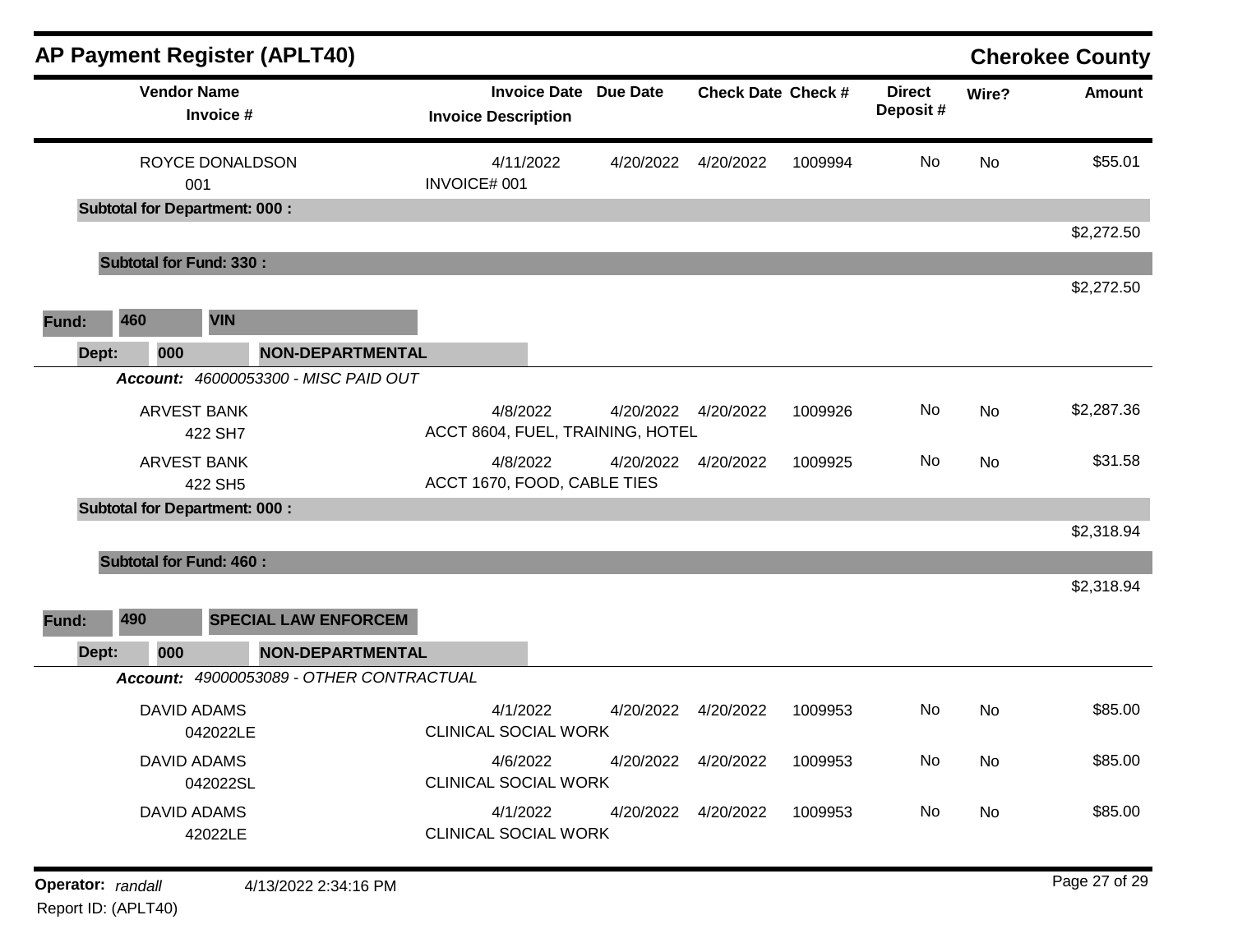# AP Payment Register (APLT40)

**Cherokee County**

| Vendor Name / Invoice # | Invoice Date / Invoice Description | Due Date | Check Date | Check # | Direct Deposit # | Wire? | Amount |
|---|---|---|---|---|---|---|---|
| ROYCE DONALDSON<br>001 | 4/11/2022<br>INVOICE# 001 | 4/20/2022 | 4/20/2022 | 1009994 | No | No | $55.01 |
| **Subtotal for Department: 000 :** | | | | | | | $2,272.50 |
| **Subtotal for Fund: 330 :** | | | | | | | $2,272.50 |

**Fund:** 460 VIN

**Dept:** 000 NON-DEPARTMENTAL

***Account:*** *46000053300 - MISC PAID OUT*

| Vendor Name / Invoice # | Invoice Date / Invoice Description | Due Date | Check Date | Check # | Direct Deposit # | Wire? | Amount |
|---|---|---|---|---|---|---|---|
| ARVEST BANK<br>422 SH7 | 4/8/2022<br>ACCT 8604, FUEL, TRAINING, HOTEL | 4/20/2022 | 4/20/2022 | 1009926 | No | No | $2,287.36 |
| ARVEST BANK<br>422 SH5 | 4/8/2022<br>ACCT 1670, FOOD, CABLE TIES | 4/20/2022 | 4/20/2022 | 1009925 | No | No | $31.58 |
| **Subtotal for Department: 000 :** | | | | | | | $2,318.94 |
| **Subtotal for Fund: 460 :** | | | | | | | $2,318.94 |

**Fund:** 490 SPECIAL LAW ENFORCEM

**Dept:** 000 NON-DEPARTMENTAL

***Account:*** *49000053089 - OTHER CONTRACTUAL*

| Vendor Name / Invoice # | Invoice Date / Invoice Description | Due Date | Check Date | Check # | Direct Deposit # | Wire? | Amount |
|---|---|---|---|---|---|---|---|
| DAVID ADAMS<br>042022LE | 4/1/2022<br>CLINICAL SOCIAL WORK | 4/20/2022 | 4/20/2022 | 1009953 | No | No | $85.00 |
| DAVID ADAMS<br>042022SL | 4/6/2022<br>CLINICAL SOCIAL WORK | 4/20/2022 | 4/20/2022 | 1009953 | No | No | $85.00 |
| DAVID ADAMS<br>42022LE | 4/1/2022<br>CLINICAL SOCIAL WORK | 4/20/2022 | 4/20/2022 | 1009953 | No | No | $85.00 |

**Operator:** *randall* 4/13/2022 2:34:16 PM

Report ID: (APLT40)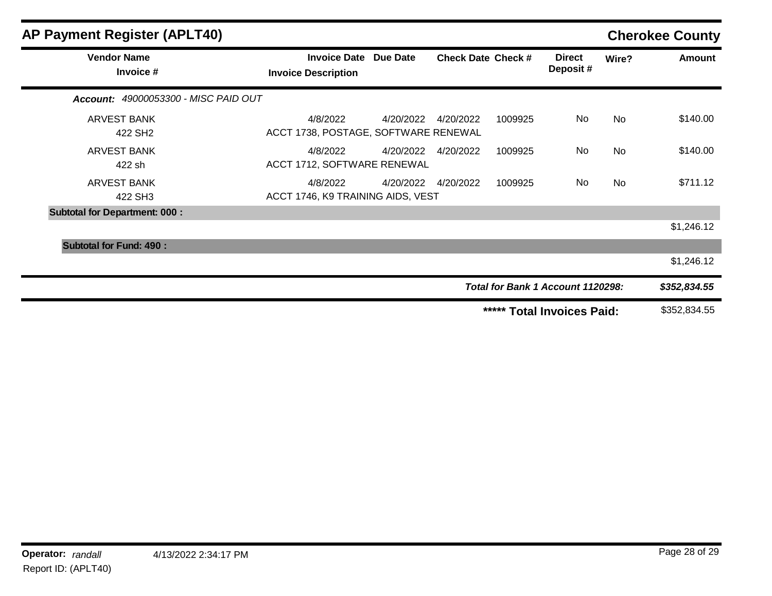# AP Payment Register (APLT40)

## Cherokee County

| Vendor Name / Invoice # | Invoice Date / Invoice Description | Due Date | Check Date | Check # | Direct Deposit # | Wire? | Amount |
|---|---|---|---|---|---|---|---|
| ***Account:*** *49000053300 - MISC PAID OUT* | | | | | | | |
| ARVEST BANK | 4/8/2022 | 4/20/2022 | 4/20/2022 | 1009925 | No | No | $140.00 |
| 422 SH2 | ACCT 1738, POSTAGE, SOFTWARE RENEWAL | | | | | | |
| ARVEST BANK | 4/8/2022 | 4/20/2022 | 4/20/2022 | 1009925 | No | No | $140.00 |
| 422 sh | ACCT 1712, SOFTWARE RENEWAL | | | | | | |
| ARVEST BANK | 4/8/2022 | 4/20/2022 | 4/20/2022 | 1009925 | No | No | $711.12 |
| 422 SH3 | ACCT 1746, K9 TRAINING AIDS, VEST | | | | | | |
| **Subtotal for Department: 000 :** | | | | | | | $1,246.12 |
| **Subtotal for Fund: 490 :** | | | | | | | $1,246.12 |
| | | | | | | ***Total for Bank 1 Account 1120298:*** | ***$352,834.55*** |
| | | | | | | **\*\*\*\*\* Total Invoices Paid:** | $352,834.55 |

**Operator:** *randall* 4/13/2022 2:34:17 PM

Report ID: (APLT40)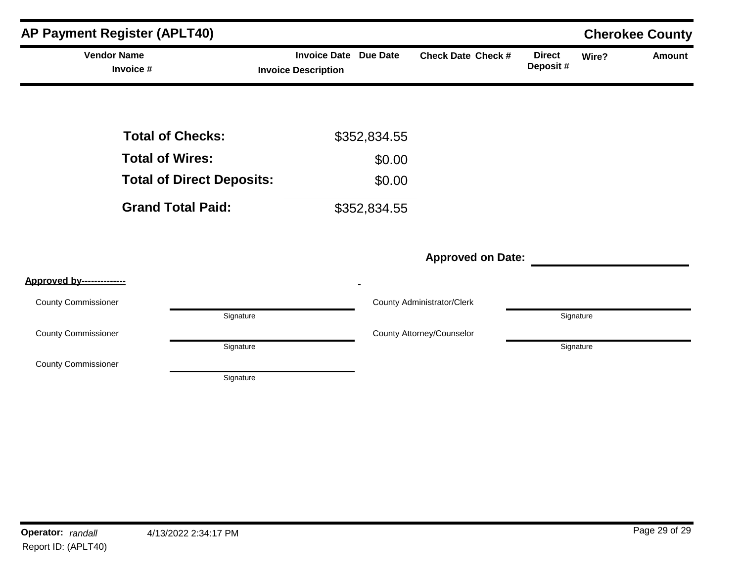## AP Payment Register (APLT40)

**Cherokee County**

| Vendor Name / Invoice # | Invoice Date / Invoice Description | Due Date | Check Date | Check # | Direct Deposit # | Wire? | Amount |
|---|---|---|---|---|---|---|---|

| | |
|---|---|
| **Total of Checks:** | $352,834.55 |
| **Total of Wires:** | $0.00 |
| **Total of Direct Deposits:** | $0.00 |
| **Grand Total Paid:** | $352,834.55 |

**Approved on Date:** ______________________

**Approved by-------------**

County Commissioner ______________________
Signature

County Administrator/Clerk ______________________
Signature

County Commissioner ______________________
Signature

County Attorney/Counselor ______________________
Signature

County Commissioner ______________________
Signature

**Operator:** *randall* 4/13/2022 2:34:17 PM
Report ID: (APLT40)